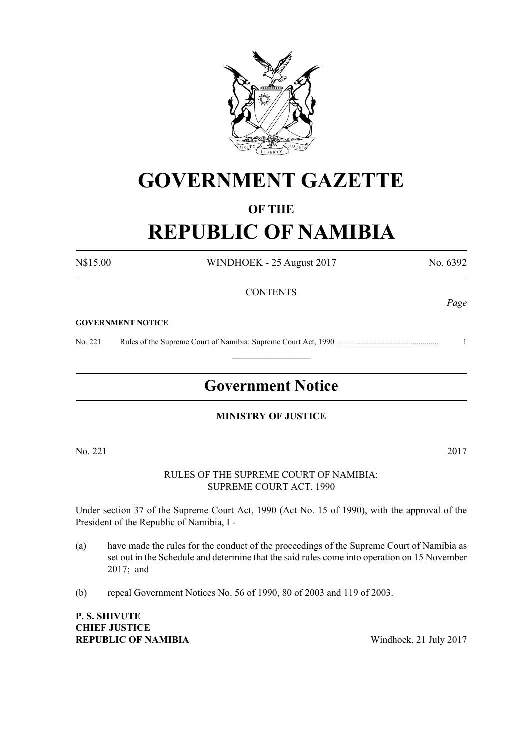# GOVERNMENT GAZETTE

## OF THE

# REPUBLIC OF NAMIBIA

N$15.00 WINDHOEK - 25 August 2017 No. 6392

CONTENTS

*Page*

**GOVERNMENT NOTICE**

No. 221 Rules of the Supreme Court of Namibia: Supreme Court Act, 1990 ................................................. 1

## Government Notice

**MINISTRY OF JUSTICE**

No. 221 2017

RULES OF THE SUPREME COURT OF NAMIBIA:
SUPREME COURT ACT, 1990

Under section 37 of the Supreme Court Act, 1990 (Act No. 15 of 1990), with the approval of the President of the Republic of Namibia, I -

(a) have made the rules for the conduct of the proceedings of the Supreme Court of Namibia as set out in the Schedule and determine that the said rules come into operation on 15 November 2017; and

(b) repeal Government Notices No. 56 of 1990, 80 of 2003 and 119 of 2003.

**P. S. SHIVUTE**
**CHIEF JUSTICE**
**REPUBLIC OF NAMIBIA** Windhoek, 21 July 2017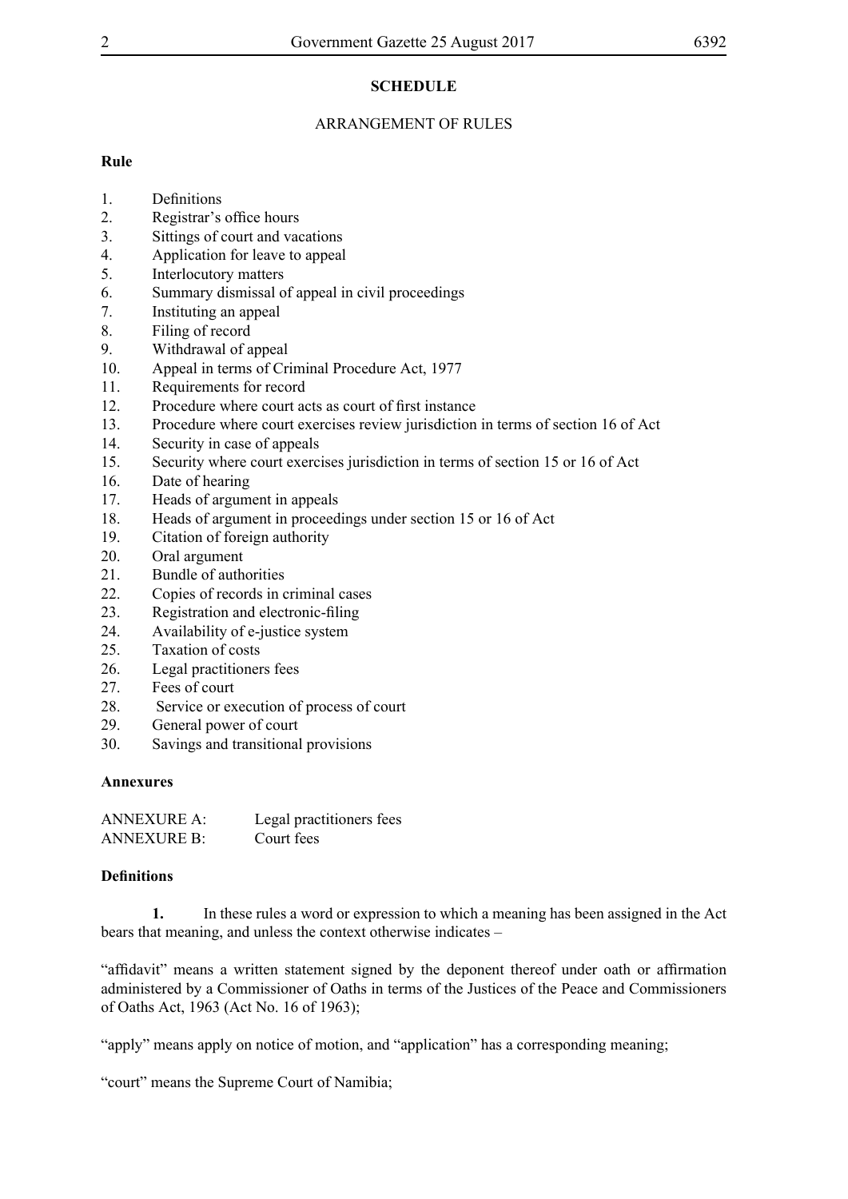## SCHEDULE

### ARRANGEMENT OF RULES

**Rule**

1. Definitions
2. Registrar's office hours
3. Sittings of court and vacations
4. Application for leave to appeal
5. Interlocutory matters
6. Summary dismissal of appeal in civil proceedings
7. Instituting an appeal
8. Filing of record
9. Withdrawal of appeal
10. Appeal in terms of Criminal Procedure Act, 1977
11. Requirements for record
12. Procedure where court acts as court of first instance
13. Procedure where court exercises review jurisdiction in terms of section 16 of Act
14. Security in case of appeals
15. Security where court exercises jurisdiction in terms of section 15 or 16 of Act
16. Date of hearing
17. Heads of argument in appeals
18. Heads of argument in proceedings under section 15 or 16 of Act
19. Citation of foreign authority
20. Oral argument
21. Bundle of authorities
22. Copies of records in criminal cases
23. Registration and electronic-filing
24. Availability of e-justice system
25. Taxation of costs
26. Legal practitioners fees
27. Fees of court
28. Service or execution of process of court
29. General power of court
30. Savings and transitional provisions

**Annexures**

| | |
|---|---|
| ANNEXURE A: | Legal practitioners fees |
| ANNEXURE B: | Court fees |

**Definitions**

**1.** In these rules a word or expression to which a meaning has been assigned in the Act bears that meaning, and unless the context otherwise indicates –

"affidavit" means a written statement signed by the deponent thereof under oath or affirmation administered by a Commissioner of Oaths in terms of the Justices of the Peace and Commissioners of Oaths Act, 1963 (Act No. 16 of 1963);

"apply" means apply on notice of motion, and "application" has a corresponding meaning;

"court" means the Supreme Court of Namibia;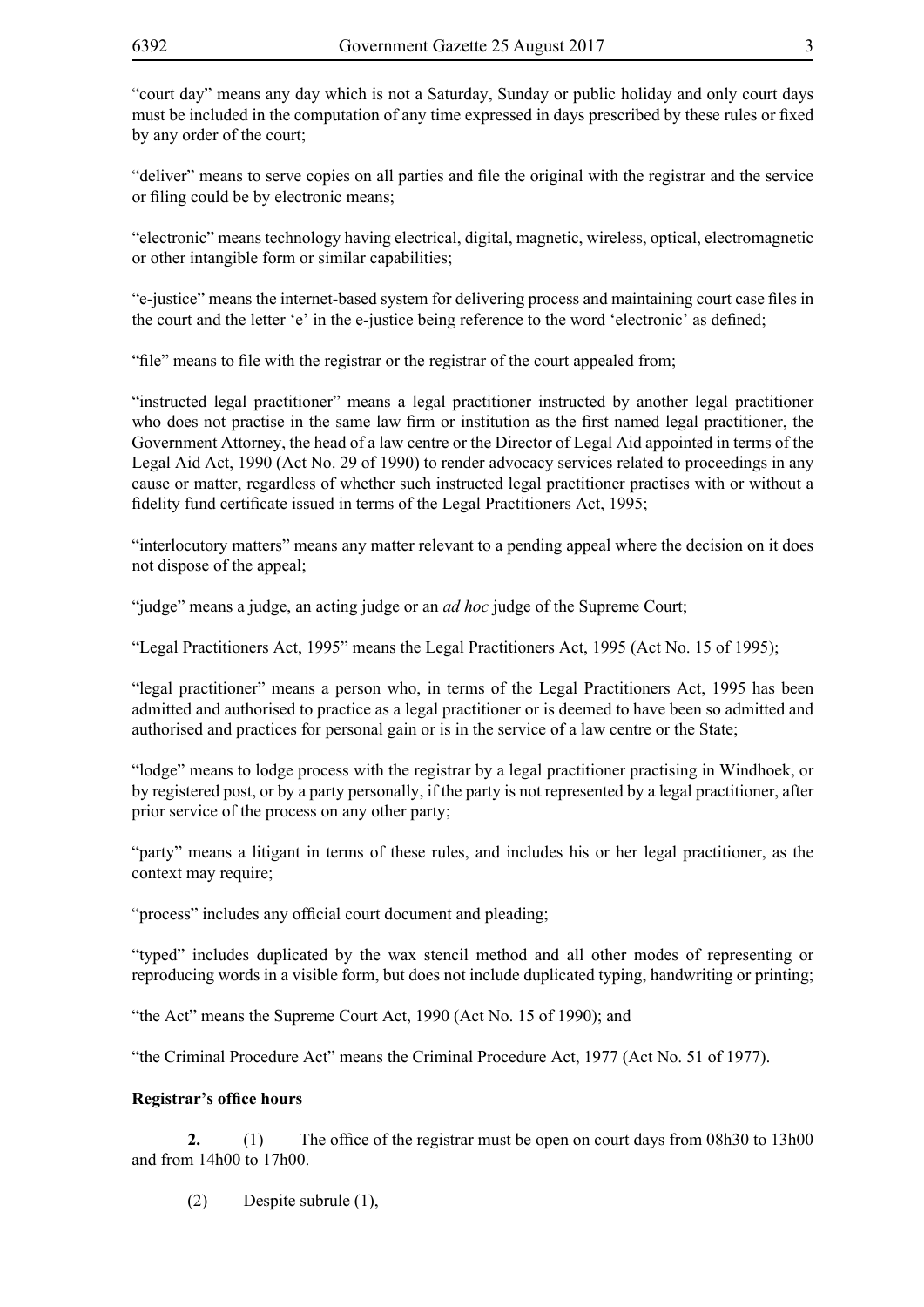"court day" means any day which is not a Saturday, Sunday or public holiday and only court days must be included in the computation of any time expressed in days prescribed by these rules or fixed by any order of the court;

"deliver" means to serve copies on all parties and file the original with the registrar and the service or filing could be by electronic means;

"electronic" means technology having electrical, digital, magnetic, wireless, optical, electromagnetic or other intangible form or similar capabilities;

"e-justice" means the internet-based system for delivering process and maintaining court case files in the court and the letter 'e' in the e-justice being reference to the word 'electronic' as defined;

"file" means to file with the registrar or the registrar of the court appealed from;

"instructed legal practitioner" means a legal practitioner instructed by another legal practitioner who does not practise in the same law firm or institution as the first named legal practitioner, the Government Attorney, the head of a law centre or the Director of Legal Aid appointed in terms of the Legal Aid Act, 1990 (Act No. 29 of 1990) to render advocacy services related to proceedings in any cause or matter, regardless of whether such instructed legal practitioner practises with or without a fidelity fund certificate issued in terms of the Legal Practitioners Act, 1995;

"interlocutory matters" means any matter relevant to a pending appeal where the decision on it does not dispose of the appeal;

"judge" means a judge, an acting judge or an *ad hoc* judge of the Supreme Court;

"Legal Practitioners Act, 1995" means the Legal Practitioners Act, 1995 (Act No. 15 of 1995);

"legal practitioner" means a person who, in terms of the Legal Practitioners Act, 1995 has been admitted and authorised to practice as a legal practitioner or is deemed to have been so admitted and authorised and practices for personal gain or is in the service of a law centre or the State;

"lodge" means to lodge process with the registrar by a legal practitioner practising in Windhoek, or by registered post, or by a party personally, if the party is not represented by a legal practitioner, after prior service of the process on any other party;

"party" means a litigant in terms of these rules, and includes his or her legal practitioner, as the context may require;

"process" includes any official court document and pleading;

"typed" includes duplicated by the wax stencil method and all other modes of representing or reproducing words in a visible form, but does not include duplicated typing, handwriting or printing;

"the Act" means the Supreme Court Act, 1990 (Act No. 15 of 1990); and

"the Criminal Procedure Act" means the Criminal Procedure Act, 1977 (Act No. 51 of 1977).

**Registrar's office hours**

**2.** (1) The office of the registrar must be open on court days from 08h30 to 13h00 and from 14h00 to 17h00.

(2) Despite subrule (1),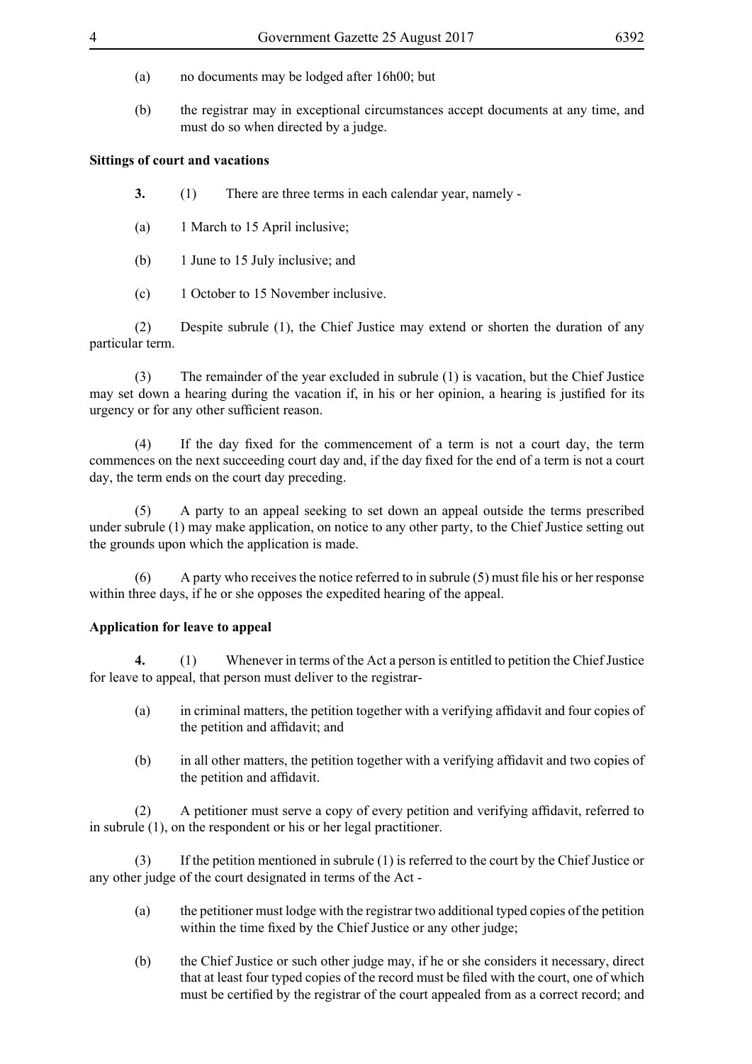(a) no documents may be lodged after 16h00; but

(b) the registrar may in exceptional circumstances accept documents at any time, and must do so when directed by a judge.

**Sittings of court and vacations**

**3.** (1) There are three terms in each calendar year, namely -

(a) 1 March to 15 April inclusive;

(b) 1 June to 15 July inclusive; and

(c) 1 October to 15 November inclusive.

(2) Despite subrule (1), the Chief Justice may extend or shorten the duration of any particular term.

(3) The remainder of the year excluded in subrule (1) is vacation, but the Chief Justice may set down a hearing during the vacation if, in his or her opinion, a hearing is justified for its urgency or for any other sufficient reason.

(4) If the day fixed for the commencement of a term is not a court day, the term commences on the next succeeding court day and, if the day fixed for the end of a term is not a court day, the term ends on the court day preceding.

(5) A party to an appeal seeking to set down an appeal outside the terms prescribed under subrule (1) may make application, on notice to any other party, to the Chief Justice setting out the grounds upon which the application is made.

(6) A party who receives the notice referred to in subrule (5) must file his or her response within three days, if he or she opposes the expedited hearing of the appeal.

**Application for leave to appeal**

**4.** (1) Whenever in terms of the Act a person is entitled to petition the Chief Justice for leave to appeal, that person must deliver to the registrar-

(a) in criminal matters, the petition together with a verifying affidavit and four copies of the petition and affidavit; and

(b) in all other matters, the petition together with a verifying affidavit and two copies of the petition and affidavit.

(2) A petitioner must serve a copy of every petition and verifying affidavit, referred to in subrule (1), on the respondent or his or her legal practitioner.

(3) If the petition mentioned in subrule (1) is referred to the court by the Chief Justice or any other judge of the court designated in terms of the Act -

(a) the petitioner must lodge with the registrar two additional typed copies of the petition within the time fixed by the Chief Justice or any other judge;

(b) the Chief Justice or such other judge may, if he or she considers it necessary, direct that at least four typed copies of the record must be filed with the court, one of which must be certified by the registrar of the court appealed from as a correct record; and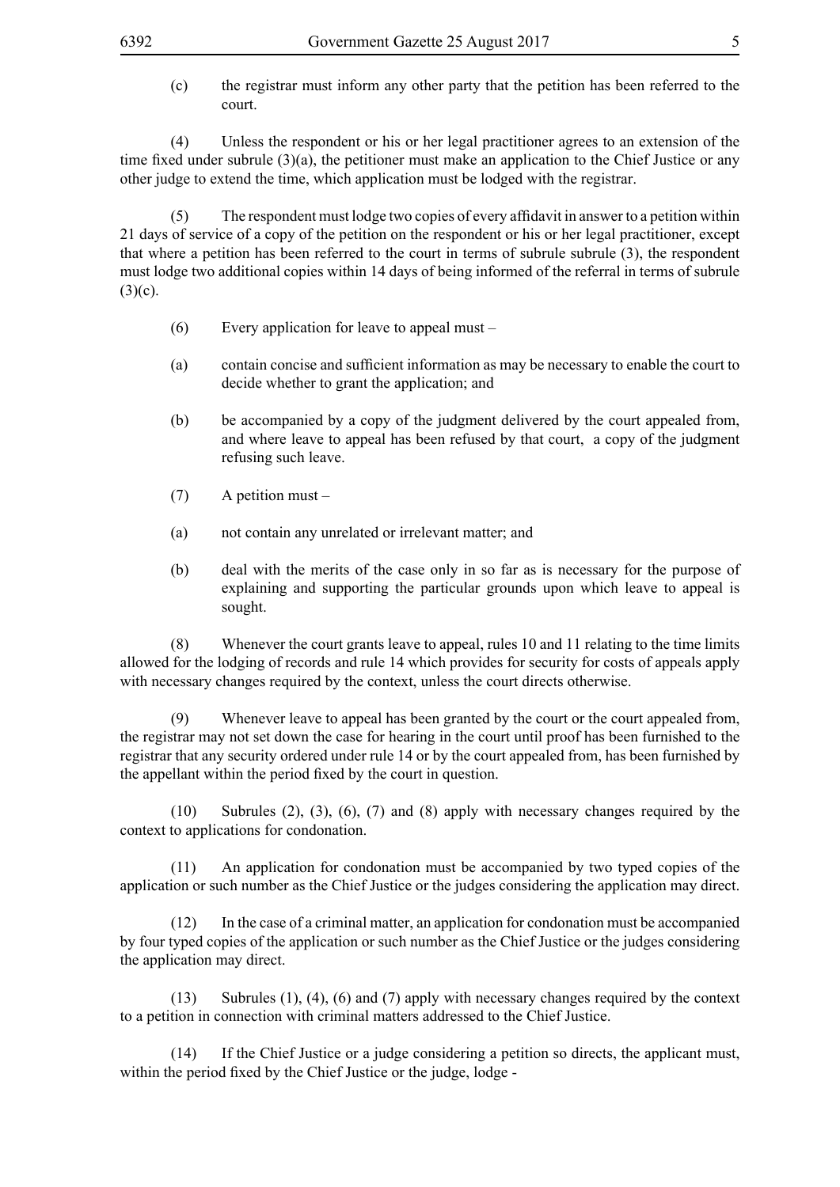(c) the registrar must inform any other party that the petition has been referred to the court.

(4) Unless the respondent or his or her legal practitioner agrees to an extension of the time fixed under subrule (3)(a), the petitioner must make an application to the Chief Justice or any other judge to extend the time, which application must be lodged with the registrar.

(5) The respondent must lodge two copies of every affidavit in answer to a petition within 21 days of service of a copy of the petition on the respondent or his or her legal practitioner, except that where a petition has been referred to the court in terms of subrule subrule (3), the respondent must lodge two additional copies within 14 days of being informed of the referral in terms of subrule (3)(c).

(6) Every application for leave to appeal must –

(a) contain concise and sufficient information as may be necessary to enable the court to decide whether to grant the application; and

(b) be accompanied by a copy of the judgment delivered by the court appealed from, and where leave to appeal has been refused by that court, a copy of the judgment refusing such leave.

(7) A petition must –

(a) not contain any unrelated or irrelevant matter; and

(b) deal with the merits of the case only in so far as is necessary for the purpose of explaining and supporting the particular grounds upon which leave to appeal is sought.

(8) Whenever the court grants leave to appeal, rules 10 and 11 relating to the time limits allowed for the lodging of records and rule 14 which provides for security for costs of appeals apply with necessary changes required by the context, unless the court directs otherwise.

(9) Whenever leave to appeal has been granted by the court or the court appealed from, the registrar may not set down the case for hearing in the court until proof has been furnished to the registrar that any security ordered under rule 14 or by the court appealed from, has been furnished by the appellant within the period fixed by the court in question.

(10) Subrules (2), (3), (6), (7) and (8) apply with necessary changes required by the context to applications for condonation.

(11) An application for condonation must be accompanied by two typed copies of the application or such number as the Chief Justice or the judges considering the application may direct.

(12) In the case of a criminal matter, an application for condonation must be accompanied by four typed copies of the application or such number as the Chief Justice or the judges considering the application may direct.

(13) Subrules (1), (4), (6) and (7) apply with necessary changes required by the context to a petition in connection with criminal matters addressed to the Chief Justice.

(14) If the Chief Justice or a judge considering a petition so directs, the applicant must, within the period fixed by the Chief Justice or the judge, lodge -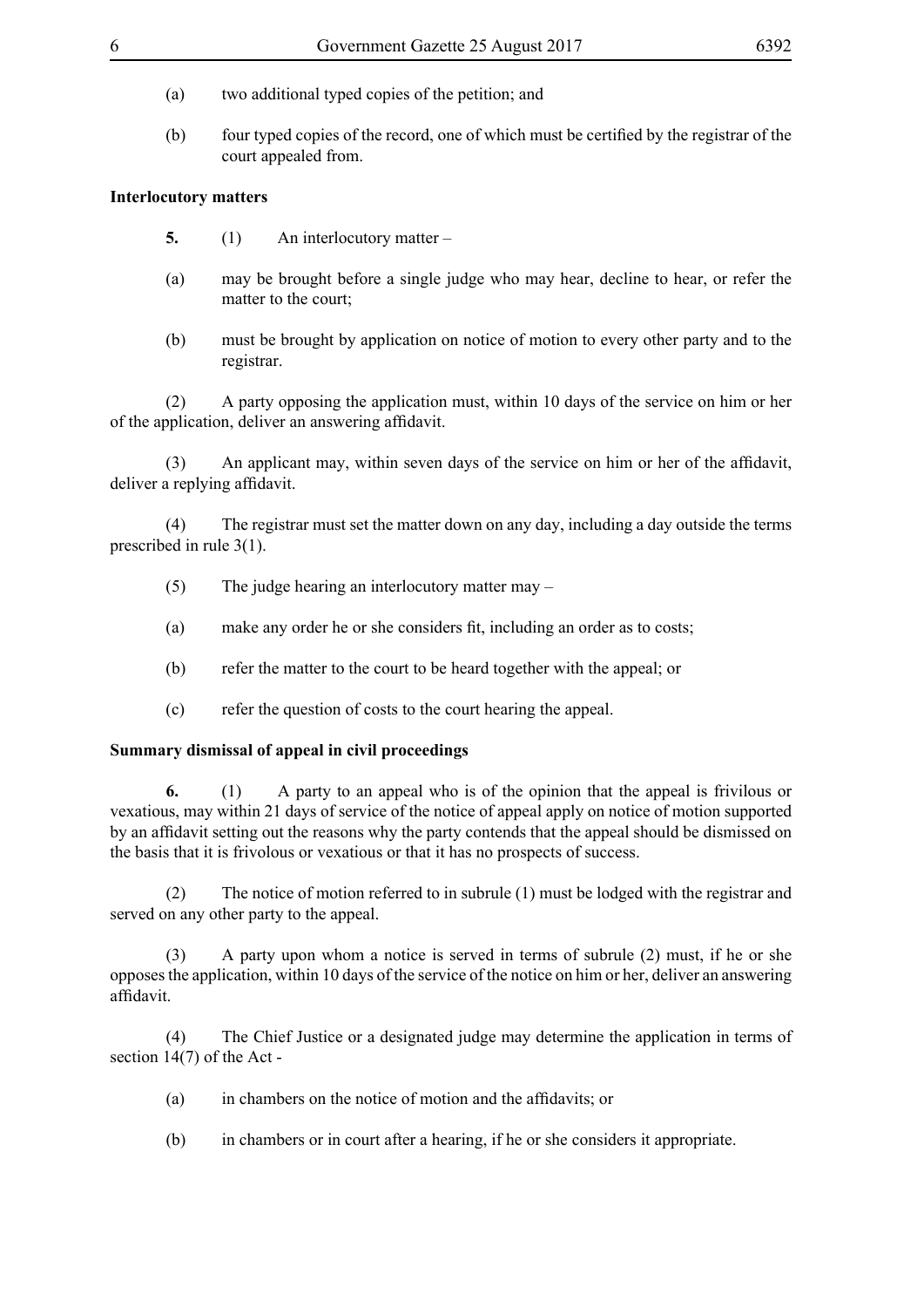(a) two additional typed copies of the petition; and

(b) four typed copies of the record, one of which must be certified by the registrar of the court appealed from.

**Interlocutory matters**

**5.** (1) An interlocutory matter –

(a) may be brought before a single judge who may hear, decline to hear, or refer the matter to the court;

(b) must be brought by application on notice of motion to every other party and to the registrar.

(2) A party opposing the application must, within 10 days of the service on him or her of the application, deliver an answering affidavit.

(3) An applicant may, within seven days of the service on him or her of the affidavit, deliver a replying affidavit.

(4) The registrar must set the matter down on any day, including a day outside the terms prescribed in rule 3(1).

(5) The judge hearing an interlocutory matter may –

(a) make any order he or she considers fit, including an order as to costs;

(b) refer the matter to the court to be heard together with the appeal; or

(c) refer the question of costs to the court hearing the appeal.

**Summary dismissal of appeal in civil proceedings**

**6.** (1) A party to an appeal who is of the opinion that the appeal is frivilous or vexatious, may within 21 days of service of the notice of appeal apply on notice of motion supported by an affidavit setting out the reasons why the party contends that the appeal should be dismissed on the basis that it is frivolous or vexatious or that it has no prospects of success.

(2) The notice of motion referred to in subrule (1) must be lodged with the registrar and served on any other party to the appeal.

(3) A party upon whom a notice is served in terms of subrule (2) must, if he or she opposes the application, within 10 days of the service of the notice on him or her, deliver an answering affidavit.

(4) The Chief Justice or a designated judge may determine the application in terms of section 14(7) of the Act -

(a) in chambers on the notice of motion and the affidavits; or

(b) in chambers or in court after a hearing, if he or she considers it appropriate.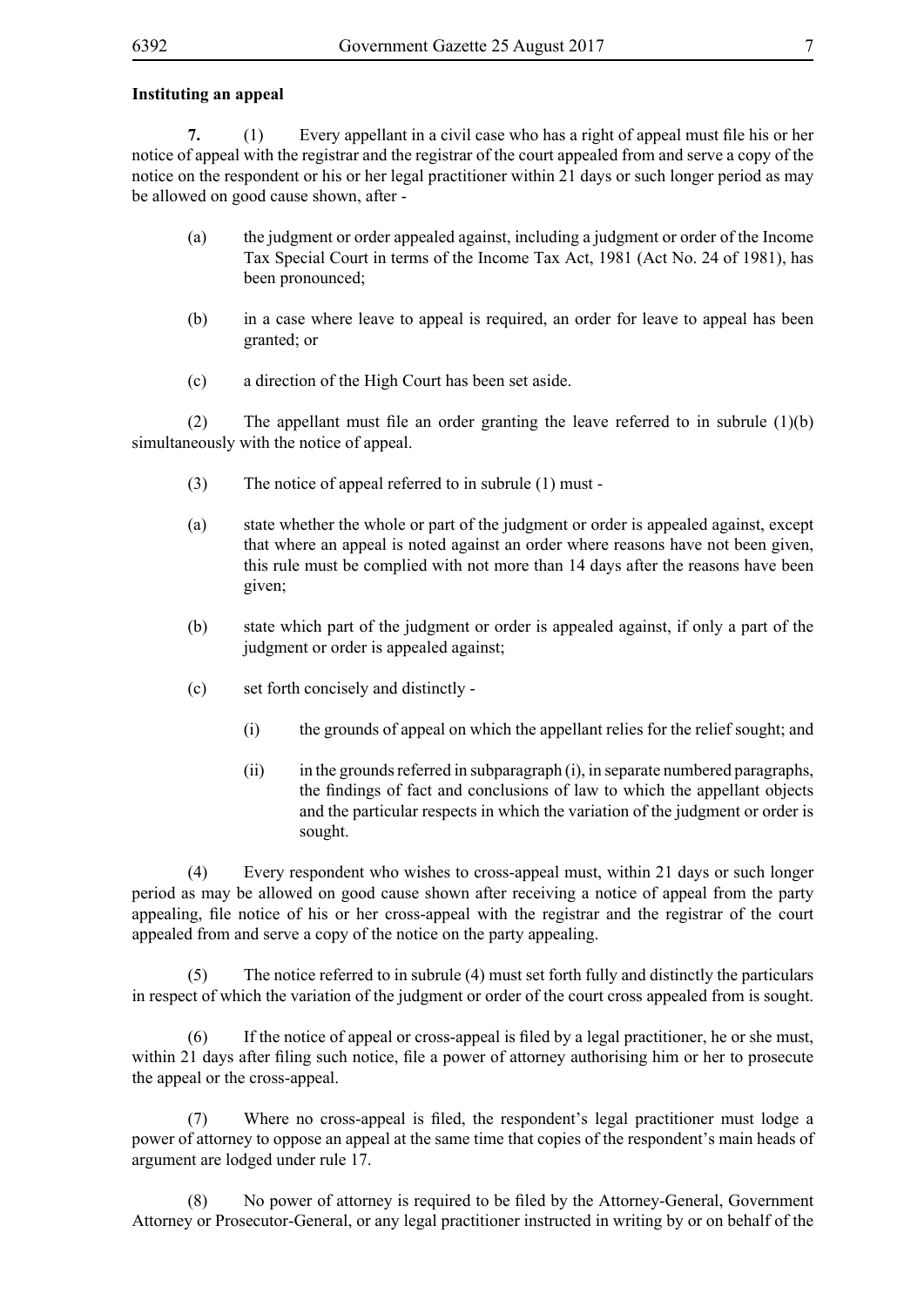**Instituting an appeal**

**7.** (1) Every appellant in a civil case who has a right of appeal must file his or her notice of appeal with the registrar and the registrar of the court appealed from and serve a copy of the notice on the respondent or his or her legal practitioner within 21 days or such longer period as may be allowed on good cause shown, after -

(a) the judgment or order appealed against, including a judgment or order of the Income Tax Special Court in terms of the Income Tax Act, 1981 (Act No. 24 of 1981), has been pronounced;

(b) in a case where leave to appeal is required, an order for leave to appeal has been granted; or

(c) a direction of the High Court has been set aside.

(2) The appellant must file an order granting the leave referred to in subrule (1)(b) simultaneously with the notice of appeal.

(3) The notice of appeal referred to in subrule (1) must -

(a) state whether the whole or part of the judgment or order is appealed against, except that where an appeal is noted against an order where reasons have not been given, this rule must be complied with not more than 14 days after the reasons have been given;

(b) state which part of the judgment or order is appealed against, if only a part of the judgment or order is appealed against;

(c) set forth concisely and distinctly -

(i) the grounds of appeal on which the appellant relies for the relief sought; and

(ii) in the grounds referred in subparagraph (i), in separate numbered paragraphs, the findings of fact and conclusions of law to which the appellant objects and the particular respects in which the variation of the judgment or order is sought.

(4) Every respondent who wishes to cross-appeal must, within 21 days or such longer period as may be allowed on good cause shown after receiving a notice of appeal from the party appealing, file notice of his or her cross-appeal with the registrar and the registrar of the court appealed from and serve a copy of the notice on the party appealing.

(5) The notice referred to in subrule (4) must set forth fully and distinctly the particulars in respect of which the variation of the judgment or order of the court cross appealed from is sought.

(6) If the notice of appeal or cross-appeal is filed by a legal practitioner, he or she must, within 21 days after filing such notice, file a power of attorney authorising him or her to prosecute the appeal or the cross-appeal.

(7) Where no cross-appeal is filed, the respondent's legal practitioner must lodge a power of attorney to oppose an appeal at the same time that copies of the respondent's main heads of argument are lodged under rule 17.

(8) No power of attorney is required to be filed by the Attorney-General, Government Attorney or Prosecutor-General, or any legal practitioner instructed in writing by or on behalf of the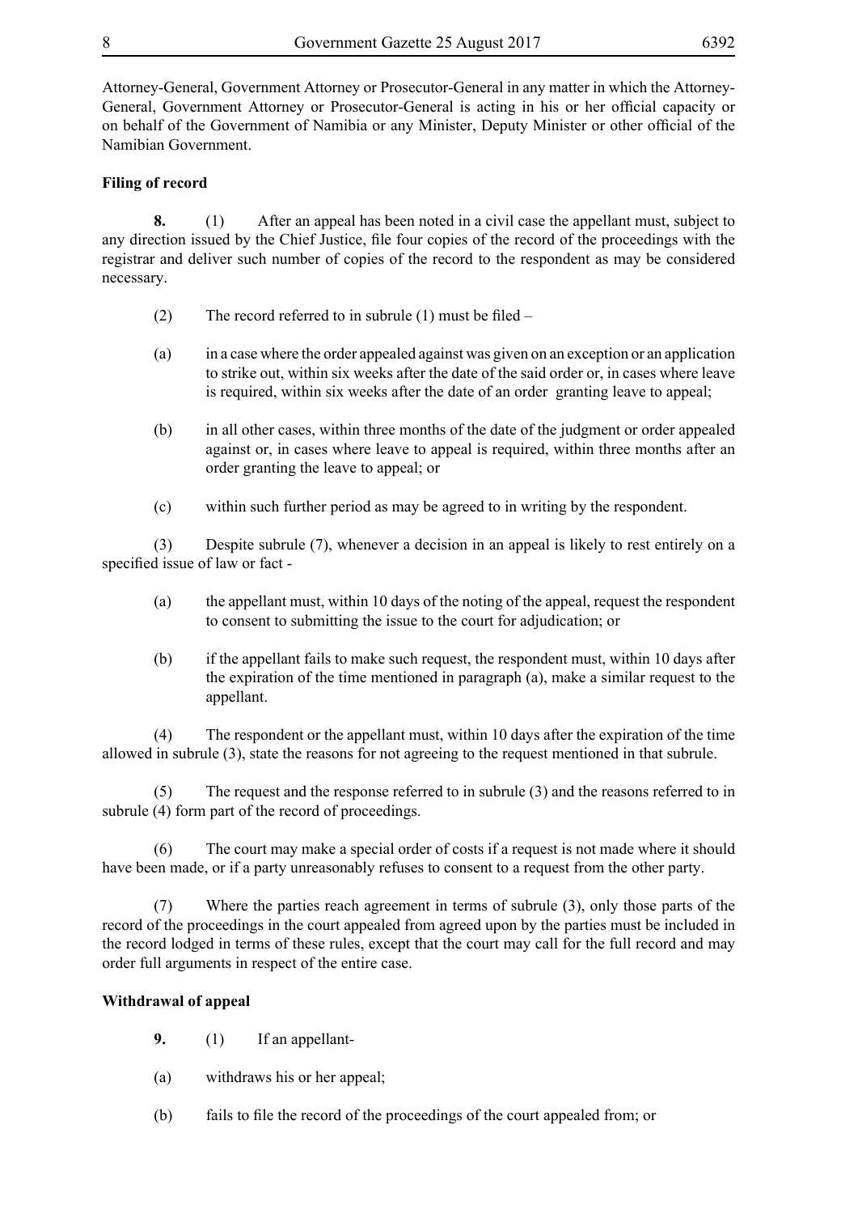Attorney-General, Government Attorney or Prosecutor-General in any matter in which the Attorney-General, Government Attorney or Prosecutor-General is acting in his or her official capacity or on behalf of the Government of Namibia or any Minister, Deputy Minister or other official of the Namibian Government.

**Filing of record**

**8.** (1) After an appeal has been noted in a civil case the appellant must, subject to any direction issued by the Chief Justice, file four copies of the record of the proceedings with the registrar and deliver such number of copies of the record to the respondent as may be considered necessary.

(2) The record referred to in subrule (1) must be filed –

(a) in a case where the order appealed against was given on an exception or an application to strike out, within six weeks after the date of the said order or, in cases where leave is required, within six weeks after the date of an order granting leave to appeal;

(b) in all other cases, within three months of the date of the judgment or order appealed against or, in cases where leave to appeal is required, within three months after an order granting the leave to appeal; or

(c) within such further period as may be agreed to in writing by the respondent.

(3) Despite subrule (7), whenever a decision in an appeal is likely to rest entirely on a specified issue of law or fact -

(a) the appellant must, within 10 days of the noting of the appeal, request the respondent to consent to submitting the issue to the court for adjudication; or

(b) if the appellant fails to make such request, the respondent must, within 10 days after the expiration of the time mentioned in paragraph (a), make a similar request to the appellant.

(4) The respondent or the appellant must, within 10 days after the expiration of the time allowed in subrule (3), state the reasons for not agreeing to the request mentioned in that subrule.

(5) The request and the response referred to in subrule (3) and the reasons referred to in subrule (4) form part of the record of proceedings.

(6) The court may make a special order of costs if a request is not made where it should have been made, or if a party unreasonably refuses to consent to a request from the other party.

(7) Where the parties reach agreement in terms of subrule (3), only those parts of the record of the proceedings in the court appealed from agreed upon by the parties must be included in the record lodged in terms of these rules, except that the court may call for the full record and may order full arguments in respect of the entire case.

**Withdrawal of appeal**

**9.** (1) If an appellant-

(a) withdraws his or her appeal;

(b) fails to file the record of the proceedings of the court appealed from; or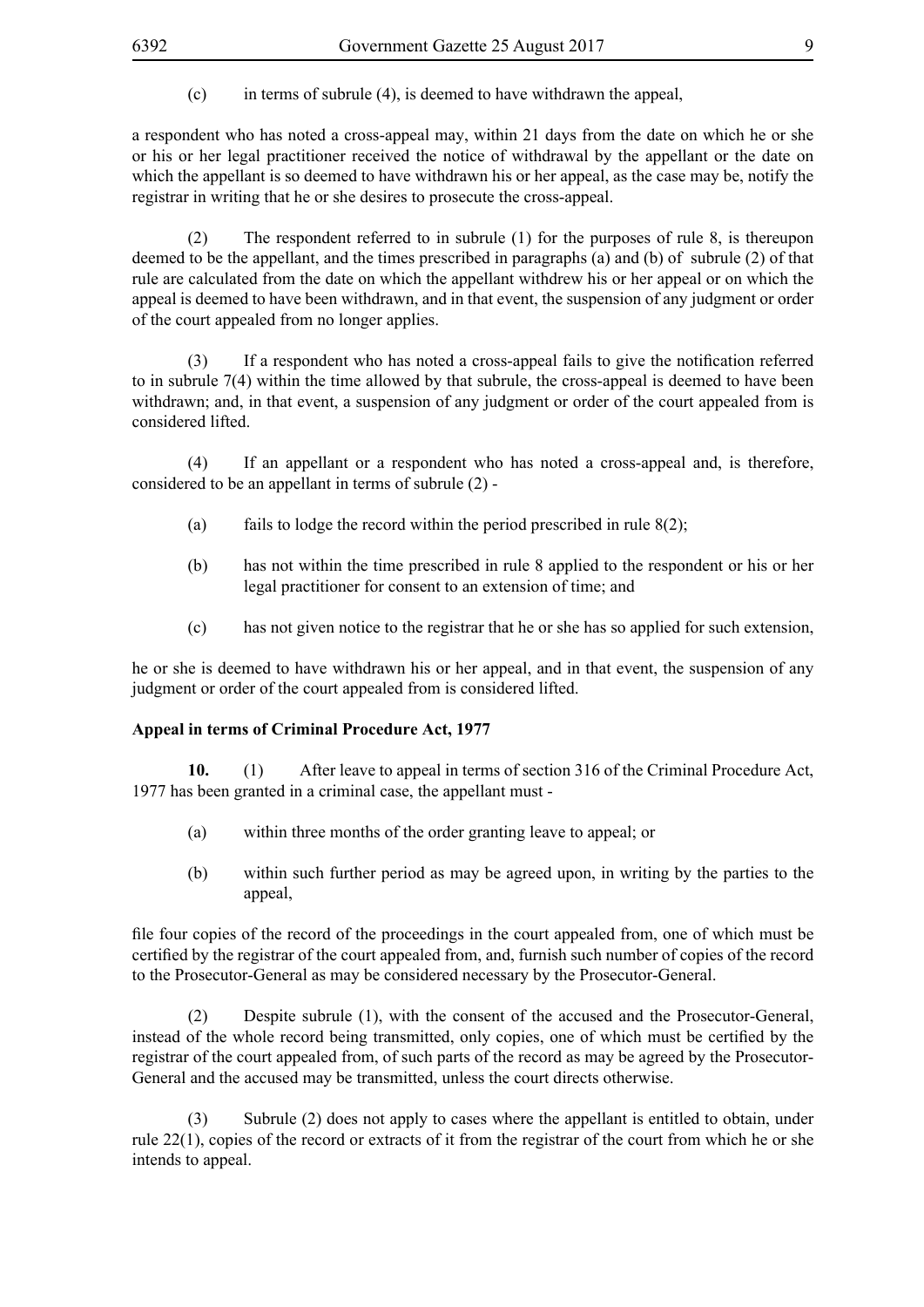(c) in terms of subrule (4), is deemed to have withdrawn the appeal,

a respondent who has noted a cross-appeal may, within 21 days from the date on which he or she or his or her legal practitioner received the notice of withdrawal by the appellant or the date on which the appellant is so deemed to have withdrawn his or her appeal, as the case may be, notify the registrar in writing that he or she desires to prosecute the cross-appeal.

(2) The respondent referred to in subrule (1) for the purposes of rule 8, is thereupon deemed to be the appellant, and the times prescribed in paragraphs (a) and (b) of subrule (2) of that rule are calculated from the date on which the appellant withdrew his or her appeal or on which the appeal is deemed to have been withdrawn, and in that event, the suspension of any judgment or order of the court appealed from no longer applies.

(3) If a respondent who has noted a cross-appeal fails to give the notification referred to in subrule 7(4) within the time allowed by that subrule, the cross-appeal is deemed to have been withdrawn; and, in that event, a suspension of any judgment or order of the court appealed from is considered lifted.

(4) If an appellant or a respondent who has noted a cross-appeal and, is therefore, considered to be an appellant in terms of subrule (2) -

(a) fails to lodge the record within the period prescribed in rule 8(2);

(b) has not within the time prescribed in rule 8 applied to the respondent or his or her legal practitioner for consent to an extension of time; and

(c) has not given notice to the registrar that he or she has so applied for such extension,

he or she is deemed to have withdrawn his or her appeal, and in that event, the suspension of any judgment or order of the court appealed from is considered lifted.

**Appeal in terms of Criminal Procedure Act, 1977**

**10.** (1) After leave to appeal in terms of section 316 of the Criminal Procedure Act, 1977 has been granted in a criminal case, the appellant must -

(a) within three months of the order granting leave to appeal; or

(b) within such further period as may be agreed upon, in writing by the parties to the appeal,

file four copies of the record of the proceedings in the court appealed from, one of which must be certified by the registrar of the court appealed from, and, furnish such number of copies of the record to the Prosecutor-General as may be considered necessary by the Prosecutor-General.

(2) Despite subrule (1), with the consent of the accused and the Prosecutor-General, instead of the whole record being transmitted, only copies, one of which must be certified by the registrar of the court appealed from, of such parts of the record as may be agreed by the Prosecutor-General and the accused may be transmitted, unless the court directs otherwise.

(3) Subrule (2) does not apply to cases where the appellant is entitled to obtain, under rule 22(1), copies of the record or extracts of it from the registrar of the court from which he or she intends to appeal.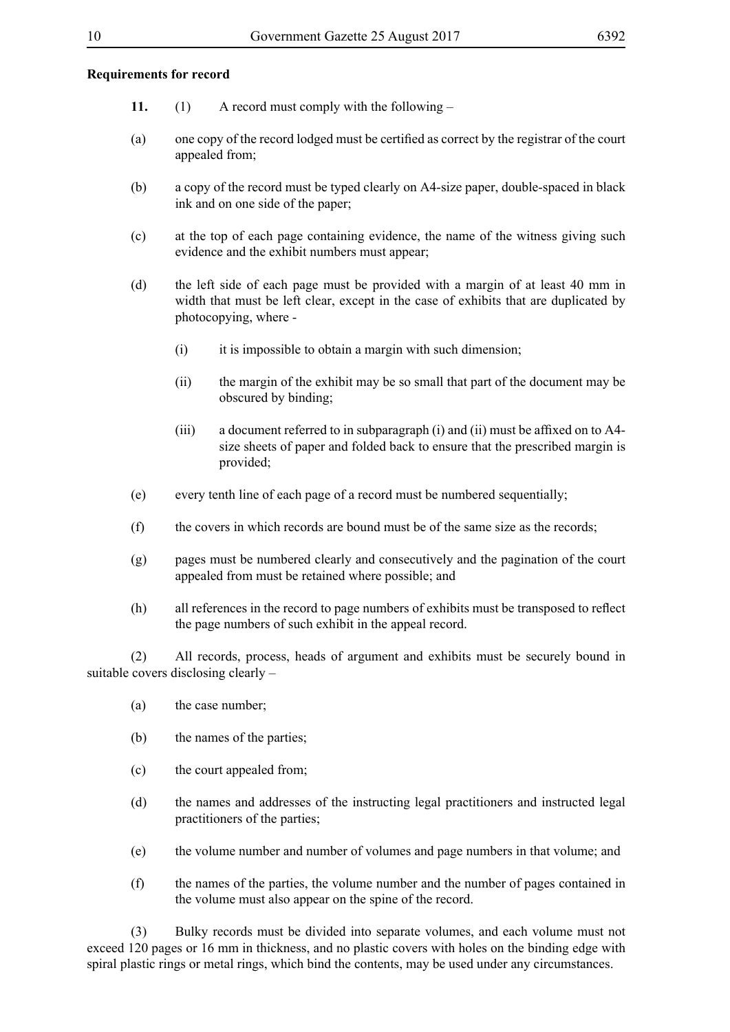**Requirements for record**

**11.** (1) A record must comply with the following –

(a) one copy of the record lodged must be certified as correct by the registrar of the court appealed from;

(b) a copy of the record must be typed clearly on A4-size paper, double-spaced in black ink and on one side of the paper;

(c) at the top of each page containing evidence, the name of the witness giving such evidence and the exhibit numbers must appear;

(d) the left side of each page must be provided with a margin of at least 40 mm in width that must be left clear, except in the case of exhibits that are duplicated by photocopying, where -

  (i) it is impossible to obtain a margin with such dimension;

  (ii) the margin of the exhibit may be so small that part of the document may be obscured by binding;

  (iii) a document referred to in subparagraph (i) and (ii) must be affixed on to A4-size sheets of paper and folded back to ensure that the prescribed margin is provided;

(e) every tenth line of each page of a record must be numbered sequentially;

(f) the covers in which records are bound must be of the same size as the records;

(g) pages must be numbered clearly and consecutively and the pagination of the court appealed from must be retained where possible; and

(h) all references in the record to page numbers of exhibits must be transposed to reflect the page numbers of such exhibit in the appeal record.

(2) All records, process, heads of argument and exhibits must be securely bound in suitable covers disclosing clearly –

(a) the case number;

(b) the names of the parties;

(c) the court appealed from;

(d) the names and addresses of the instructing legal practitioners and instructed legal practitioners of the parties;

(e) the volume number and number of volumes and page numbers in that volume; and

(f) the names of the parties, the volume number and the number of pages contained in the volume must also appear on the spine of the record.

(3) Bulky records must be divided into separate volumes, and each volume must not exceed 120 pages or 16 mm in thickness, and no plastic covers with holes on the binding edge with spiral plastic rings or metal rings, which bind the contents, may be used under any circumstances.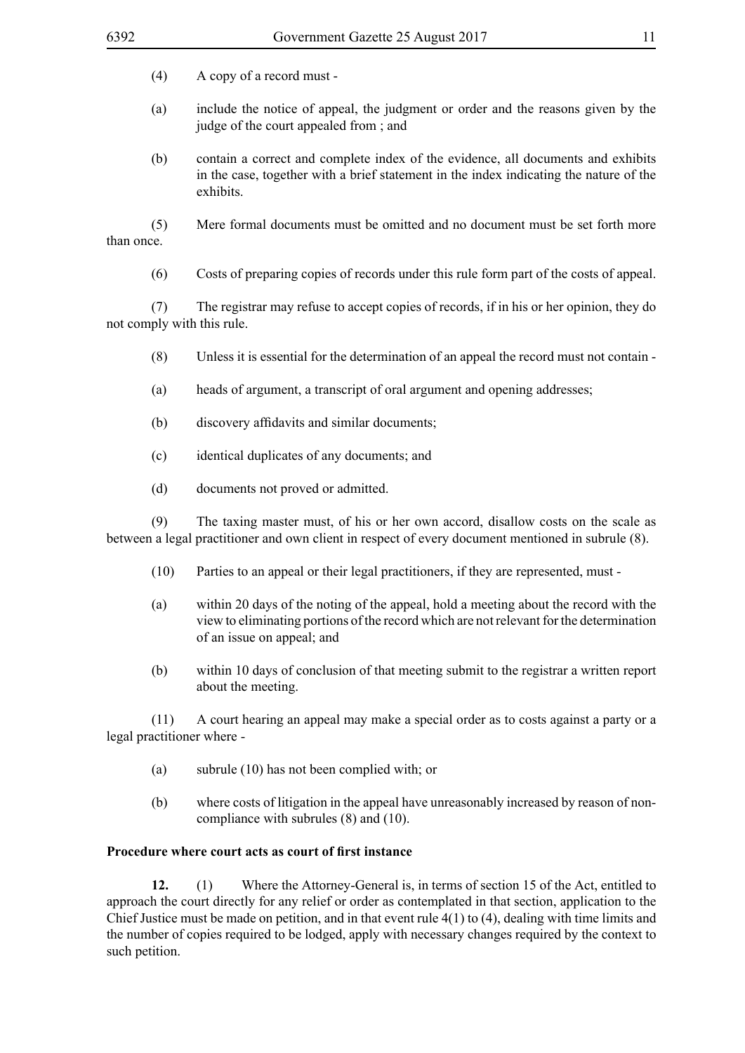(4) A copy of a record must -

(a) include the notice of appeal, the judgment or order and the reasons given by the judge of the court appealed from ; and

(b) contain a correct and complete index of the evidence, all documents and exhibits in the case, together with a brief statement in the index indicating the nature of the exhibits.

(5) Mere formal documents must be omitted and no document must be set forth more than once.

(6) Costs of preparing copies of records under this rule form part of the costs of appeal.

(7) The registrar may refuse to accept copies of records, if in his or her opinion, they do not comply with this rule.

(8) Unless it is essential for the determination of an appeal the record must not contain -

(a) heads of argument, a transcript of oral argument and opening addresses;

(b) discovery affidavits and similar documents;

(c) identical duplicates of any documents; and

(d) documents not proved or admitted.

(9) The taxing master must, of his or her own accord, disallow costs on the scale as between a legal practitioner and own client in respect of every document mentioned in subrule (8).

(10) Parties to an appeal or their legal practitioners, if they are represented, must -

(a) within 20 days of the noting of the appeal, hold a meeting about the record with the view to eliminating portions of the record which are not relevant for the determination of an issue on appeal; and

(b) within 10 days of conclusion of that meeting submit to the registrar a written report about the meeting.

(11) A court hearing an appeal may make a special order as to costs against a party or a legal practitioner where -

(a) subrule (10) has not been complied with; or

(b) where costs of litigation in the appeal have unreasonably increased by reason of non-compliance with subrules (8) and (10).

**Procedure where court acts as court of first instance**

**12.** (1) Where the Attorney-General is, in terms of section 15 of the Act, entitled to approach the court directly for any relief or order as contemplated in that section, application to the Chief Justice must be made on petition, and in that event rule 4(1) to (4), dealing with time limits and the number of copies required to be lodged, apply with necessary changes required by the context to such petition.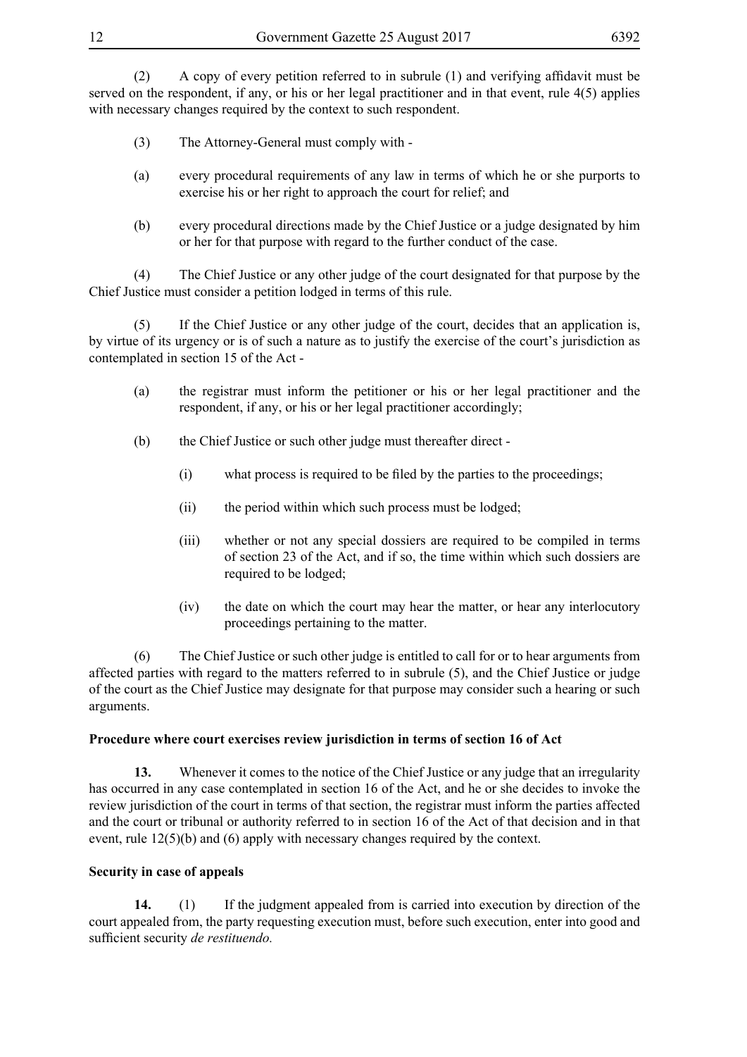(2) A copy of every petition referred to in subrule (1) and verifying affidavit must be served on the respondent, if any, or his or her legal practitioner and in that event, rule 4(5) applies with necessary changes required by the context to such respondent.

(3) The Attorney-General must comply with -

(a) every procedural requirements of any law in terms of which he or she purports to exercise his or her right to approach the court for relief; and

(b) every procedural directions made by the Chief Justice or a judge designated by him or her for that purpose with regard to the further conduct of the case.

(4) The Chief Justice or any other judge of the court designated for that purpose by the Chief Justice must consider a petition lodged in terms of this rule.

(5) If the Chief Justice or any other judge of the court, decides that an application is, by virtue of its urgency or is of such a nature as to justify the exercise of the court's jurisdiction as contemplated in section 15 of the Act -

(a) the registrar must inform the petitioner or his or her legal practitioner and the respondent, if any, or his or her legal practitioner accordingly;

(b) the Chief Justice or such other judge must thereafter direct -

(i) what process is required to be filed by the parties to the proceedings;

(ii) the period within which such process must be lodged;

(iii) whether or not any special dossiers are required to be compiled in terms of section 23 of the Act, and if so, the time within which such dossiers are required to be lodged;

(iv) the date on which the court may hear the matter, or hear any interlocutory proceedings pertaining to the matter.

(6) The Chief Justice or such other judge is entitled to call for or to hear arguments from affected parties with regard to the matters referred to in subrule (5), and the Chief Justice or judge of the court as the Chief Justice may designate for that purpose may consider such a hearing or such arguments.

**Procedure where court exercises review jurisdiction in terms of section 16 of Act**

**13.** Whenever it comes to the notice of the Chief Justice or any judge that an irregularity has occurred in any case contemplated in section 16 of the Act, and he or she decides to invoke the review jurisdiction of the court in terms of that section, the registrar must inform the parties affected and the court or tribunal or authority referred to in section 16 of the Act of that decision and in that event, rule 12(5)(b) and (6) apply with necessary changes required by the context.

**Security in case of appeals**

**14.** (1) If the judgment appealed from is carried into execution by direction of the court appealed from, the party requesting execution must, before such execution, enter into good and sufficient security *de restituendo.*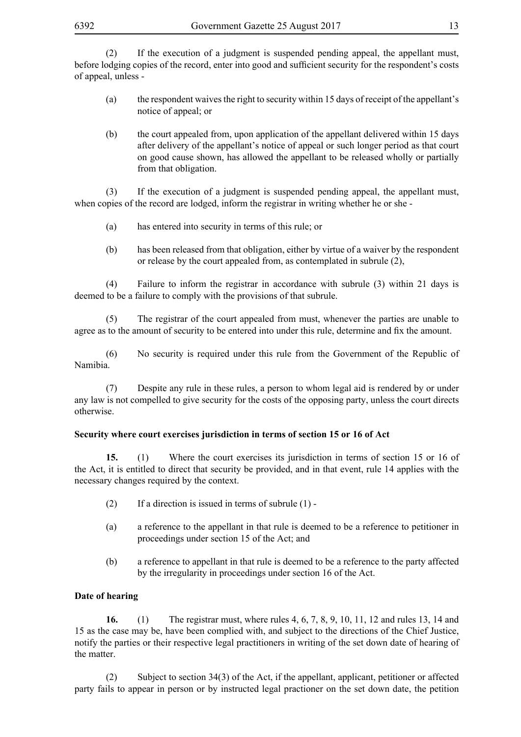(2) If the execution of a judgment is suspended pending appeal, the appellant must, before lodging copies of the record, enter into good and sufficient security for the respondent's costs of appeal, unless -

(a) the respondent waives the right to security within 15 days of receipt of the appellant's notice of appeal; or

(b) the court appealed from, upon application of the appellant delivered within 15 days after delivery of the appellant's notice of appeal or such longer period as that court on good cause shown, has allowed the appellant to be released wholly or partially from that obligation.

(3) If the execution of a judgment is suspended pending appeal, the appellant must, when copies of the record are lodged, inform the registrar in writing whether he or she -

(a) has entered into security in terms of this rule; or

(b) has been released from that obligation, either by virtue of a waiver by the respondent or release by the court appealed from, as contemplated in subrule (2),

(4) Failure to inform the registrar in accordance with subrule (3) within 21 days is deemed to be a failure to comply with the provisions of that subrule.

(5) The registrar of the court appealed from must, whenever the parties are unable to agree as to the amount of security to be entered into under this rule, determine and fix the amount.

(6) No security is required under this rule from the Government of the Republic of Namibia.

(7) Despite any rule in these rules, a person to whom legal aid is rendered by or under any law is not compelled to give security for the costs of the opposing party, unless the court directs otherwise.

**Security where court exercises jurisdiction in terms of section 15 or 16 of Act**

**15.** (1) Where the court exercises its jurisdiction in terms of section 15 or 16 of the Act, it is entitled to direct that security be provided, and in that event, rule 14 applies with the necessary changes required by the context.

(2) If a direction is issued in terms of subrule (1) -

(a) a reference to the appellant in that rule is deemed to be a reference to petitioner in proceedings under section 15 of the Act; and

(b) a reference to appellant in that rule is deemed to be a reference to the party affected by the irregularity in proceedings under section 16 of the Act.

**Date of hearing**

**16.** (1) The registrar must, where rules 4, 6, 7, 8, 9, 10, 11, 12 and rules 13, 14 and 15 as the case may be, have been complied with, and subject to the directions of the Chief Justice, notify the parties or their respective legal practitioners in writing of the set down date of hearing of the matter.

(2) Subject to section 34(3) of the Act, if the appellant, applicant, petitioner or affected party fails to appear in person or by instructed legal practioner on the set down date, the petition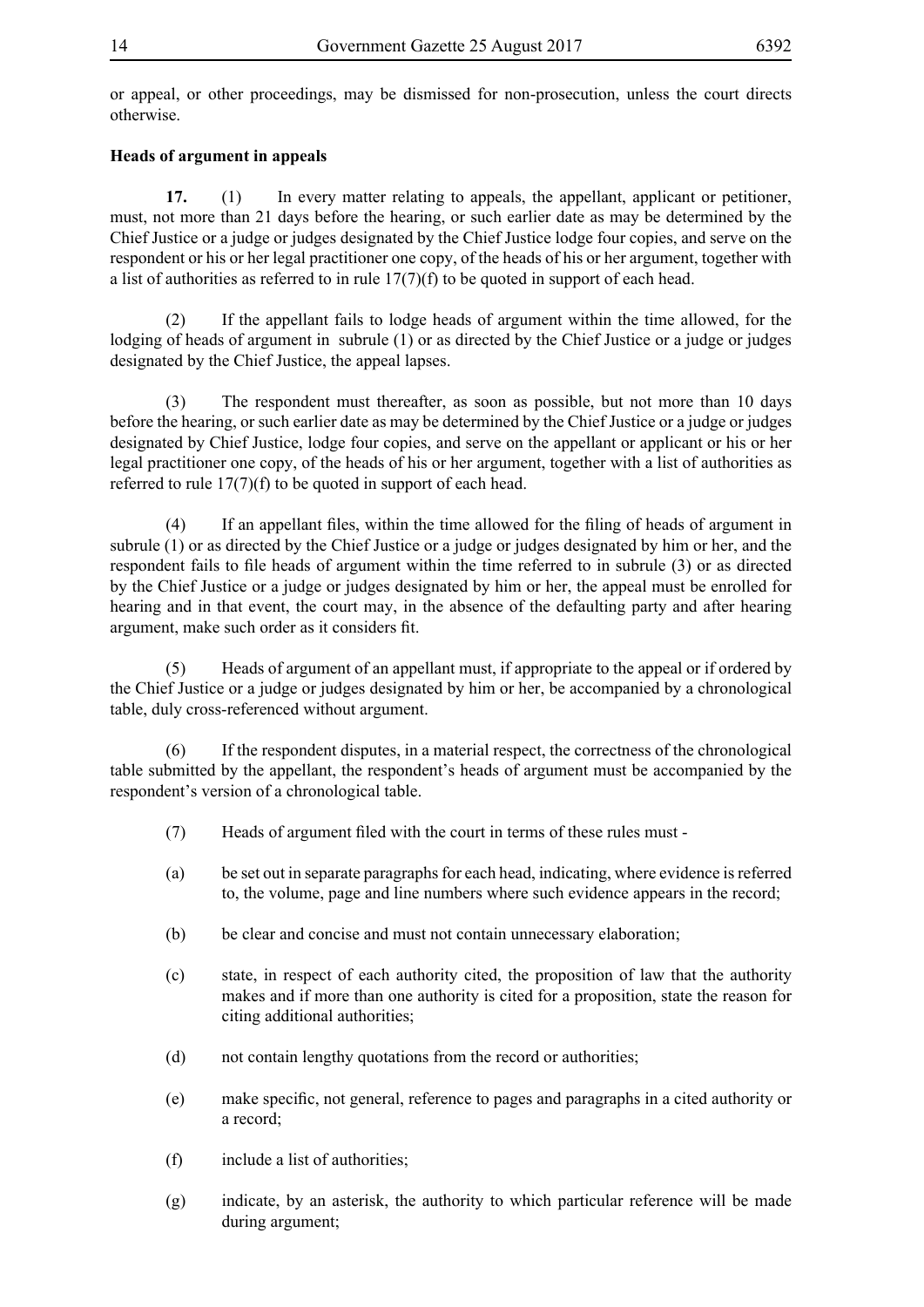or appeal, or other proceedings, may be dismissed for non-prosecution, unless the court directs otherwise.

**Heads of argument in appeals**

**17.** (1) In every matter relating to appeals, the appellant, applicant or petitioner, must, not more than 21 days before the hearing, or such earlier date as may be determined by the Chief Justice or a judge or judges designated by the Chief Justice lodge four copies, and serve on the respondent or his or her legal practitioner one copy, of the heads of his or her argument, together with a list of authorities as referred to in rule 17(7)(f) to be quoted in support of each head.

(2) If the appellant fails to lodge heads of argument within the time allowed, for the lodging of heads of argument in subrule (1) or as directed by the Chief Justice or a judge or judges designated by the Chief Justice, the appeal lapses.

(3) The respondent must thereafter, as soon as possible, but not more than 10 days before the hearing, or such earlier date as may be determined by the Chief Justice or a judge or judges designated by Chief Justice, lodge four copies, and serve on the appellant or applicant or his or her legal practitioner one copy, of the heads of his or her argument, together with a list of authorities as referred to rule 17(7)(f) to be quoted in support of each head.

(4) If an appellant files, within the time allowed for the filing of heads of argument in subrule (1) or as directed by the Chief Justice or a judge or judges designated by him or her, and the respondent fails to file heads of argument within the time referred to in subrule (3) or as directed by the Chief Justice or a judge or judges designated by him or her, the appeal must be enrolled for hearing and in that event, the court may, in the absence of the defaulting party and after hearing argument, make such order as it considers fit.

(5) Heads of argument of an appellant must, if appropriate to the appeal or if ordered by the Chief Justice or a judge or judges designated by him or her, be accompanied by a chronological table, duly cross-referenced without argument.

(6) If the respondent disputes, in a material respect, the correctness of the chronological table submitted by the appellant, the respondent's heads of argument must be accompanied by the respondent's version of a chronological table.

(7) Heads of argument filed with the court in terms of these rules must -

(a) be set out in separate paragraphs for each head, indicating, where evidence is referred to, the volume, page and line numbers where such evidence appears in the record;

(b) be clear and concise and must not contain unnecessary elaboration;

(c) state, in respect of each authority cited, the proposition of law that the authority makes and if more than one authority is cited for a proposition, state the reason for citing additional authorities;

(d) not contain lengthy quotations from the record or authorities;

(e) make specific, not general, reference to pages and paragraphs in a cited authority or a record;

(f) include a list of authorities;

(g) indicate, by an asterisk, the authority to which particular reference will be made during argument;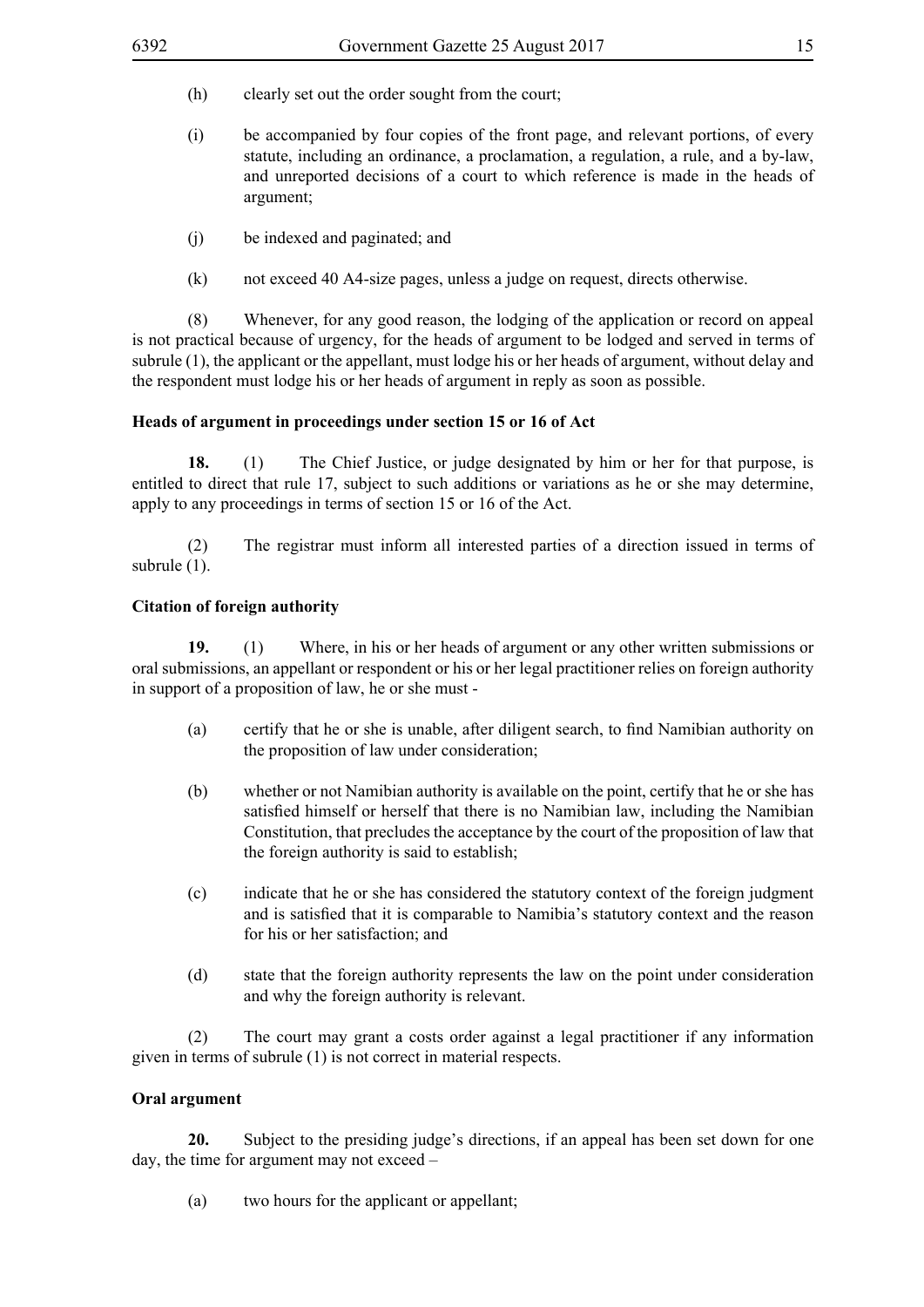(h) clearly set out the order sought from the court;

(i) be accompanied by four copies of the front page, and relevant portions, of every statute, including an ordinance, a proclamation, a regulation, a rule, and a by-law, and unreported decisions of a court to which reference is made in the heads of argument;

(j) be indexed and paginated; and

(k) not exceed 40 A4-size pages, unless a judge on request, directs otherwise.

(8) Whenever, for any good reason, the lodging of the application or record on appeal is not practical because of urgency, for the heads of argument to be lodged and served in terms of subrule (1), the applicant or the appellant, must lodge his or her heads of argument, without delay and the respondent must lodge his or her heads of argument in reply as soon as possible.

**Heads of argument in proceedings under section 15 or 16 of Act**

**18.** (1) The Chief Justice, or judge designated by him or her for that purpose, is entitled to direct that rule 17, subject to such additions or variations as he or she may determine, apply to any proceedings in terms of section 15 or 16 of the Act.

(2) The registrar must inform all interested parties of a direction issued in terms of subrule (1).

**Citation of foreign authority**

**19.** (1) Where, in his or her heads of argument or any other written submissions or oral submissions, an appellant or respondent or his or her legal practitioner relies on foreign authority in support of a proposition of law, he or she must -

(a) certify that he or she is unable, after diligent search, to find Namibian authority on the proposition of law under consideration;

(b) whether or not Namibian authority is available on the point, certify that he or she has satisfied himself or herself that there is no Namibian law, including the Namibian Constitution, that precludes the acceptance by the court of the proposition of law that the foreign authority is said to establish;

(c) indicate that he or she has considered the statutory context of the foreign judgment and is satisfied that it is comparable to Namibia's statutory context and the reason for his or her satisfaction; and

(d) state that the foreign authority represents the law on the point under consideration and why the foreign authority is relevant.

(2) The court may grant a costs order against a legal practitioner if any information given in terms of subrule (1) is not correct in material respects.

**Oral argument**

**20.** Subject to the presiding judge's directions, if an appeal has been set down for one day, the time for argument may not exceed –

(a) two hours for the applicant or appellant;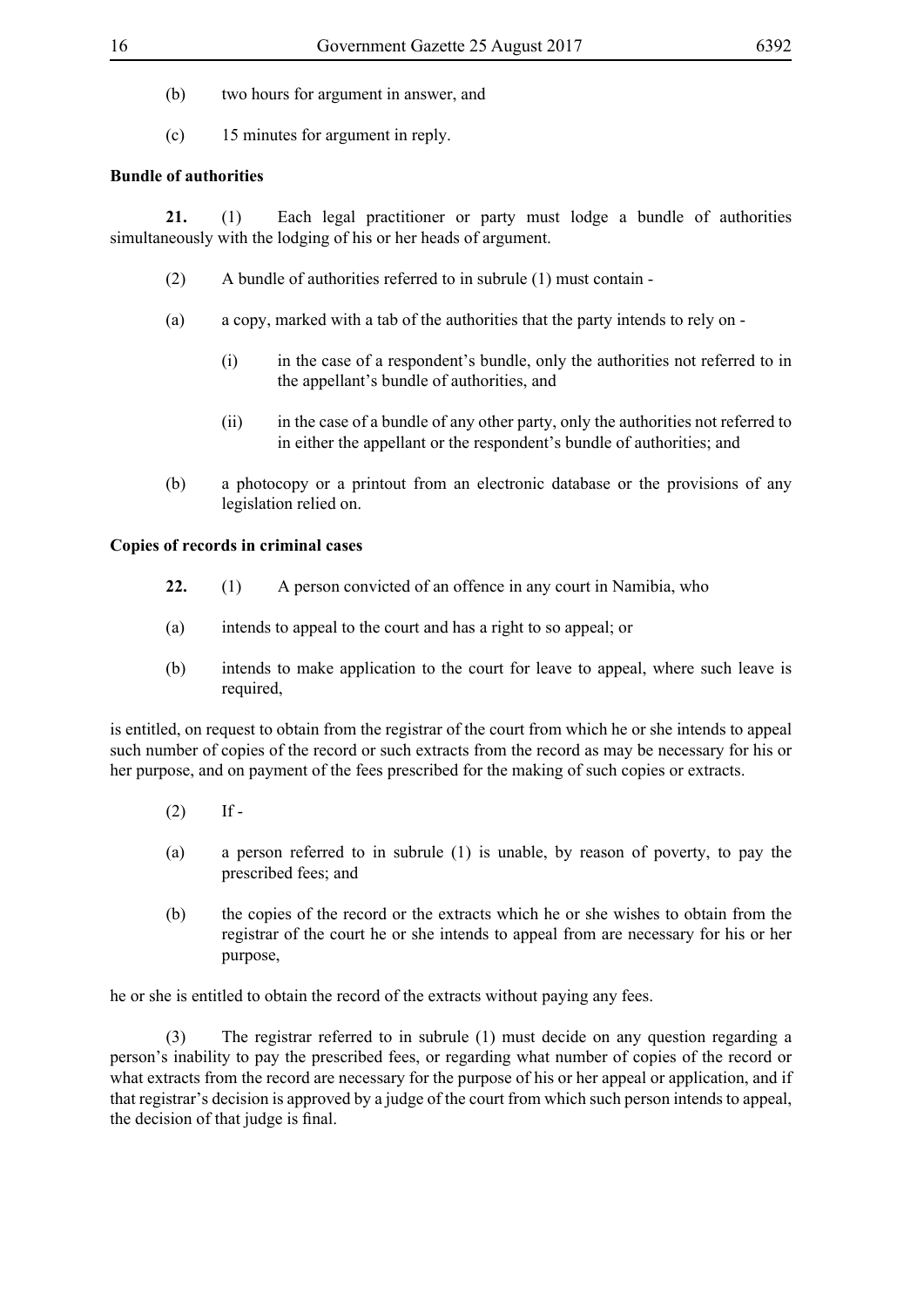(b) two hours for argument in answer, and

(c) 15 minutes for argument in reply.

**Bundle of authorities**

**21.** (1) Each legal practitioner or party must lodge a bundle of authorities simultaneously with the lodging of his or her heads of argument.

(2) A bundle of authorities referred to in subrule (1) must contain -

(a) a copy, marked with a tab of the authorities that the party intends to rely on -

(i) in the case of a respondent's bundle, only the authorities not referred to in the appellant's bundle of authorities, and

(ii) in the case of a bundle of any other party, only the authorities not referred to in either the appellant or the respondent's bundle of authorities; and

(b) a photocopy or a printout from an electronic database or the provisions of any legislation relied on.

**Copies of records in criminal cases**

**22.** (1) A person convicted of an offence in any court in Namibia, who

(a) intends to appeal to the court and has a right to so appeal; or

(b) intends to make application to the court for leave to appeal, where such leave is required,

is entitled, on request to obtain from the registrar of the court from which he or she intends to appeal such number of copies of the record or such extracts from the record as may be necessary for his or her purpose, and on payment of the fees prescribed for the making of such copies or extracts.

(2) If -

(a) a person referred to in subrule (1) is unable, by reason of poverty, to pay the prescribed fees; and

(b) the copies of the record or the extracts which he or she wishes to obtain from the registrar of the court he or she intends to appeal from are necessary for his or her purpose,

he or she is entitled to obtain the record of the extracts without paying any fees.

(3) The registrar referred to in subrule (1) must decide on any question regarding a person's inability to pay the prescribed fees, or regarding what number of copies of the record or what extracts from the record are necessary for the purpose of his or her appeal or application, and if that registrar's decision is approved by a judge of the court from which such person intends to appeal, the decision of that judge is final.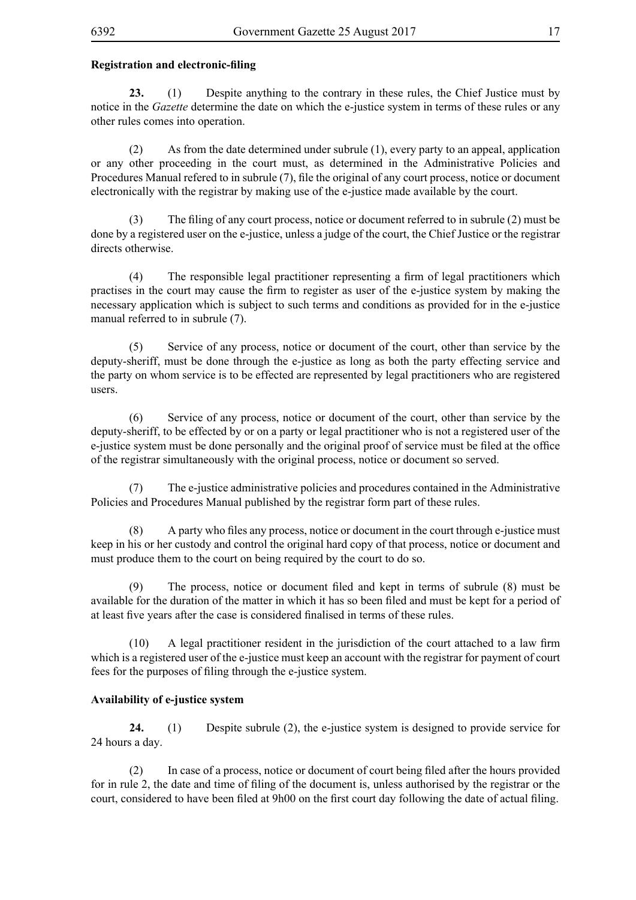**Registration and electronic-filing**

**23.** (1) Despite anything to the contrary in these rules, the Chief Justice must by notice in the *Gazette* determine the date on which the e-justice system in terms of these rules or any other rules comes into operation.

(2) As from the date determined under subrule (1), every party to an appeal, application or any other proceeding in the court must, as determined in the Administrative Policies and Procedures Manual refered to in subrule (7), file the original of any court process, notice or document electronically with the registrar by making use of the e-justice made available by the court.

(3) The filing of any court process, notice or document referred to in subrule (2) must be done by a registered user on the e-justice, unless a judge of the court, the Chief Justice or the registrar directs otherwise.

(4) The responsible legal practitioner representing a firm of legal practitioners which practises in the court may cause the firm to register as user of the e-justice system by making the necessary application which is subject to such terms and conditions as provided for in the e-justice manual referred to in subrule (7).

(5) Service of any process, notice or document of the court, other than service by the deputy-sheriff, must be done through the e-justice as long as both the party effecting service and the party on whom service is to be effected are represented by legal practitioners who are registered users.

(6) Service of any process, notice or document of the court, other than service by the deputy-sheriff, to be effected by or on a party or legal practitioner who is not a registered user of the e-justice system must be done personally and the original proof of service must be filed at the office of the registrar simultaneously with the original process, notice or document so served.

(7) The e-justice administrative policies and procedures contained in the Administrative Policies and Procedures Manual published by the registrar form part of these rules.

(8) A party who files any process, notice or document in the court through e-justice must keep in his or her custody and control the original hard copy of that process, notice or document and must produce them to the court on being required by the court to do so.

(9) The process, notice or document filed and kept in terms of subrule (8) must be available for the duration of the matter in which it has so been filed and must be kept for a period of at least five years after the case is considered finalised in terms of these rules.

(10) A legal practitioner resident in the jurisdiction of the court attached to a law firm which is a registered user of the e-justice must keep an account with the registrar for payment of court fees for the purposes of filing through the e-justice system.

**Availability of e-justice system**

**24.** (1) Despite subrule (2), the e-justice system is designed to provide service for 24 hours a day.

(2) In case of a process, notice or document of court being filed after the hours provided for in rule 2, the date and time of filing of the document is, unless authorised by the registrar or the court, considered to have been filed at 9h00 on the first court day following the date of actual filing.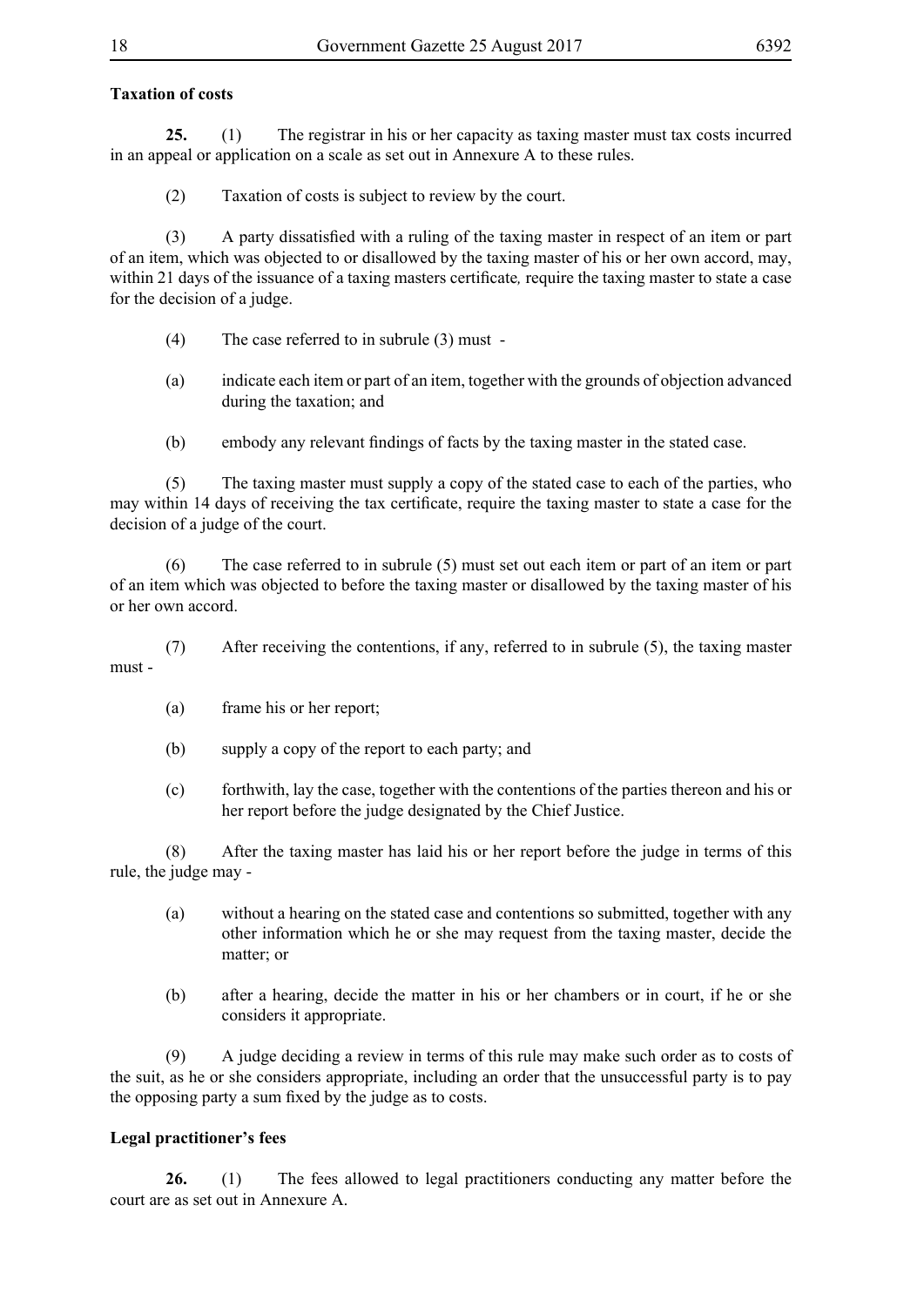**Taxation of costs**

**25.** (1) The registrar in his or her capacity as taxing master must tax costs incurred in an appeal or application on a scale as set out in Annexure A to these rules.

(2) Taxation of costs is subject to review by the court.

(3) A party dissatisfied with a ruling of the taxing master in respect of an item or part of an item, which was objected to or disallowed by the taxing master of his or her own accord, may, within 21 days of the issuance of a taxing masters certificate*,* require the taxing master to state a case for the decision of a judge.

(4) The case referred to in subrule (3) must -

(a) indicate each item or part of an item, together with the grounds of objection advanced during the taxation; and

(b) embody any relevant findings of facts by the taxing master in the stated case.

(5) The taxing master must supply a copy of the stated case to each of the parties, who may within 14 days of receiving the tax certificate, require the taxing master to state a case for the decision of a judge of the court.

(6) The case referred to in subrule (5) must set out each item or part of an item or part of an item which was objected to before the taxing master or disallowed by the taxing master of his or her own accord.

(7) After receiving the contentions, if any, referred to in subrule (5), the taxing master must -

(a) frame his or her report;

(b) supply a copy of the report to each party; and

(c) forthwith, lay the case, together with the contentions of the parties thereon and his or her report before the judge designated by the Chief Justice.

(8) After the taxing master has laid his or her report before the judge in terms of this rule, the judge may -

(a) without a hearing on the stated case and contentions so submitted, together with any other information which he or she may request from the taxing master, decide the matter; or

(b) after a hearing, decide the matter in his or her chambers or in court, if he or she considers it appropriate.

(9) A judge deciding a review in terms of this rule may make such order as to costs of the suit, as he or she considers appropriate, including an order that the unsuccessful party is to pay the opposing party a sum fixed by the judge as to costs.

**Legal practitioner's fees**

**26.** (1) The fees allowed to legal practitioners conducting any matter before the court are as set out in Annexure A.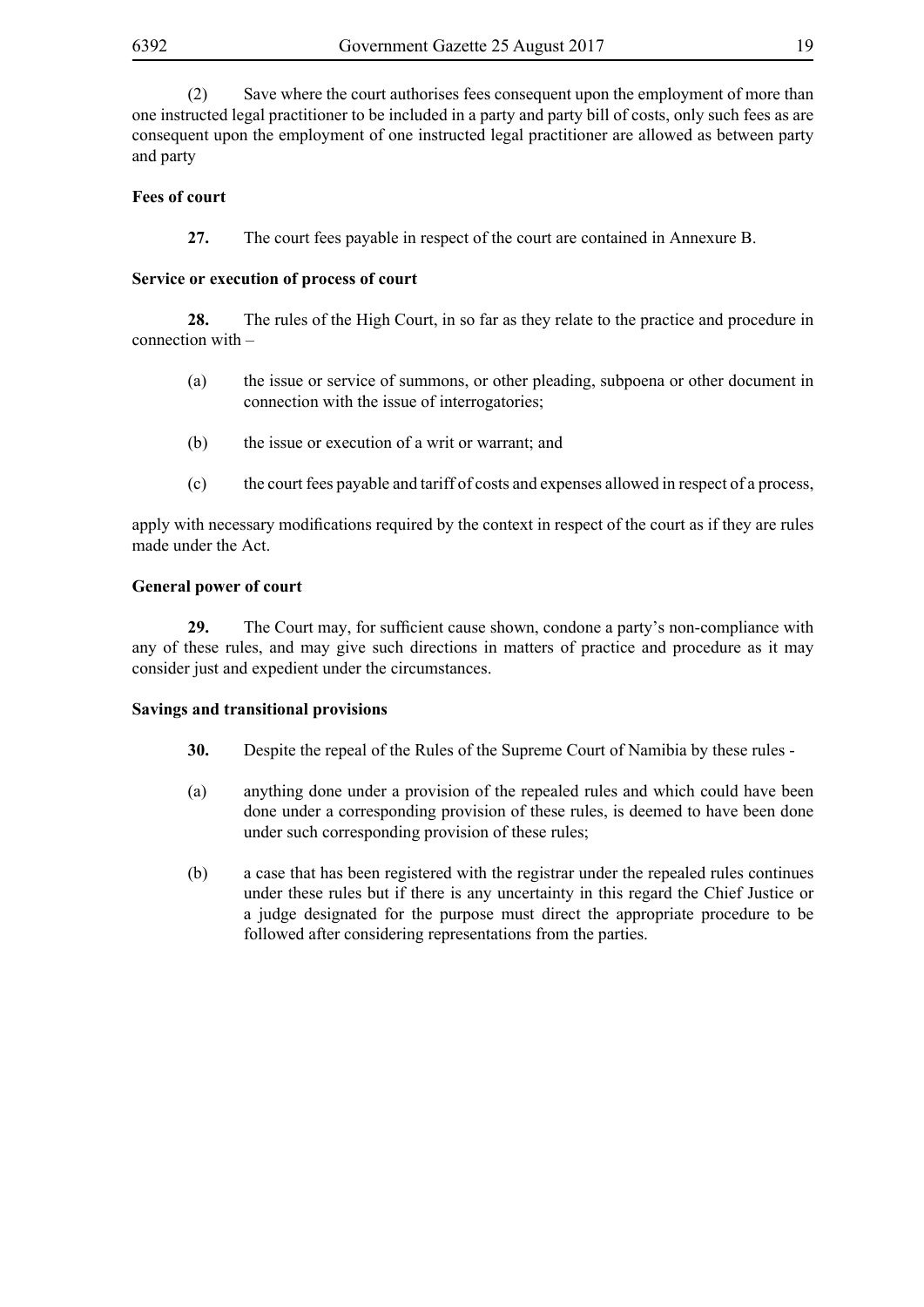(2) Save where the court authorises fees consequent upon the employment of more than one instructed legal practitioner to be included in a party and party bill of costs, only such fees as are consequent upon the employment of one instructed legal practitioner are allowed as between party and party

**Fees of court**

**27.** The court fees payable in respect of the court are contained in Annexure B.

**Service or execution of process of court**

**28.** The rules of the High Court, in so far as they relate to the practice and procedure in connection with –

(a) the issue or service of summons, or other pleading, subpoena or other document in connection with the issue of interrogatories;

(b) the issue or execution of a writ or warrant; and

(c) the court fees payable and tariff of costs and expenses allowed in respect of a process,

apply with necessary modifications required by the context in respect of the court as if they are rules made under the Act.

**General power of court**

**29.** The Court may, for sufficient cause shown, condone a party's non-compliance with any of these rules, and may give such directions in matters of practice and procedure as it may consider just and expedient under the circumstances.

**Savings and transitional provisions**

**30.** Despite the repeal of the Rules of the Supreme Court of Namibia by these rules -

(a) anything done under a provision of the repealed rules and which could have been done under a corresponding provision of these rules, is deemed to have been done under such corresponding provision of these rules;

(b) a case that has been registered with the registrar under the repealed rules continues under these rules but if there is any uncertainty in this regard the Chief Justice or a judge designated for the purpose must direct the appropriate procedure to be followed after considering representations from the parties.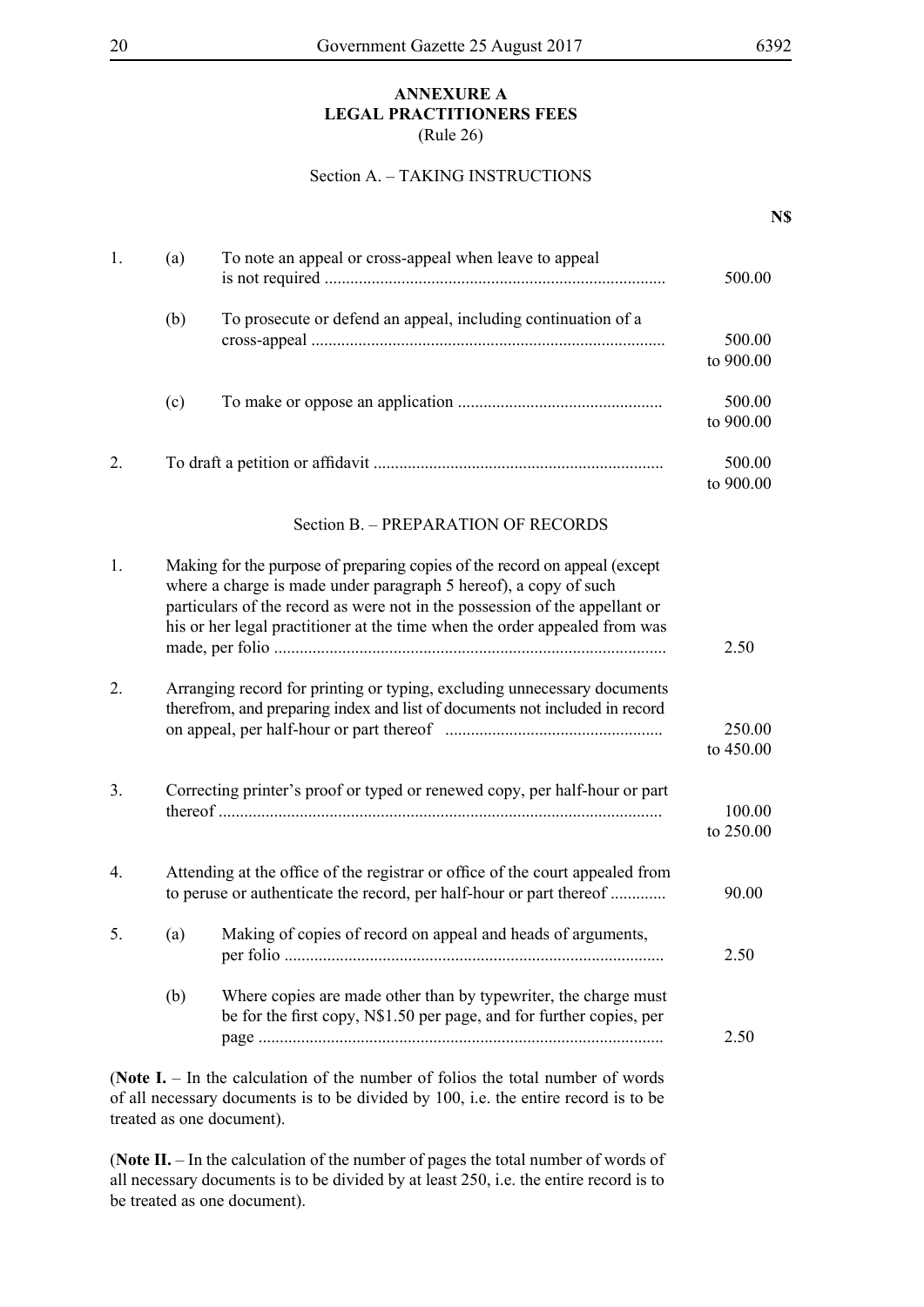# ANNEXURE A
## LEGAL PRACTITIONERS FEES
(Rule 26)

### Section A. – TAKING INSTRUCTIONS

| | | | N$ |
|---|---|---|---|
| 1. | (a) | To note an appeal or cross-appeal when leave to appeal is not required | 500.00 |
| | (b) | To prosecute or defend an appeal, including continuation of a cross-appeal | 500.00 to 900.00 |
| | (c) | To make or oppose an application | 500.00 to 900.00 |
| 2. | | To draft a petition or affidavit | 500.00 to 900.00 |

### Section B. – PREPARATION OF RECORDS

| | | | N$ |
|---|---|---|---|
| 1. | | Making for the purpose of preparing copies of the record on appeal (except where a charge is made under paragraph 5 hereof), a copy of such particulars of the record as were not in the possession of the appellant or his or her legal practitioner at the time when the order appealed from was made, per folio | 2.50 |
| 2. | | Arranging record for printing or typing, excluding unnecessary documents therefrom, and preparing index and list of documents not included in record on appeal, per half-hour or part thereof | 250.00 to 450.00 |
| 3. | | Correcting printer's proof or typed or renewed copy, per half-hour or part thereof | 100.00 to 250.00 |
| 4. | | Attending at the office of the registrar or office of the court appealed from to peruse or authenticate the record, per half-hour or part thereof | 90.00 |
| 5. | (a) | Making of copies of record on appeal and heads of arguments, per folio | 2.50 |
| | (b) | Where copies are made other than by typewriter, the charge must be for the first copy, N$1.50 per page, and for further copies, per page | 2.50 |

(**Note I.** – In the calculation of the number of folios the total number of words of all necessary documents is to be divided by 100, i.e. the entire record is to be treated as one document).

(**Note II.** – In the calculation of the number of pages the total number of words of all necessary documents is to be divided by at least 250, i.e. the entire record is to be treated as one document).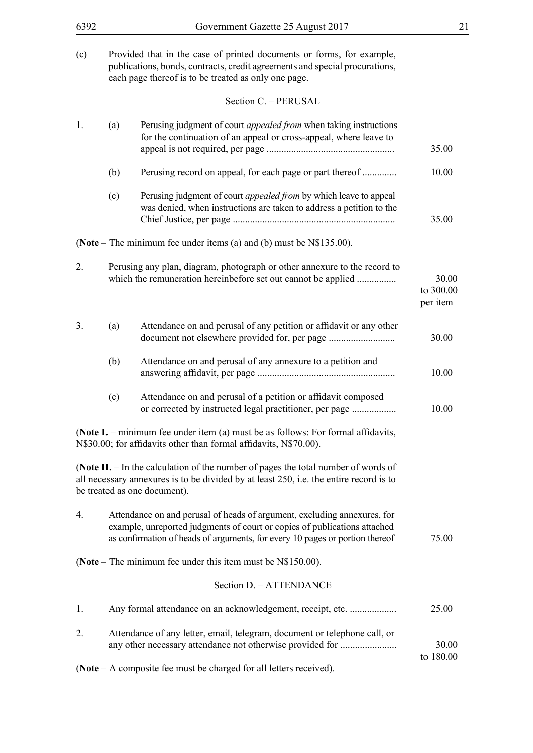(c) Provided that in the case of printed documents or forms, for example, publications, bonds, contracts, credit agreements and special procurations, each page thereof is to be treated as only one page.

## Section C. – PERUSAL

| | | | |
|---|---|---|---|
| 1. | (a) | Perusing judgment of court *appealed from* when taking instructions for the continuation of an appeal or cross-appeal, where leave to appeal is not required, per page .................................................... | 35.00 |
| | (b) | Perusing record on appeal, for each page or part thereof .............. | 10.00 |
| | (c) | Perusing judgment of court *appealed from* by which leave to appeal was denied, when instructions are taken to address a petition to the Chief Justice, per page .................................................................. | 35.00 |

(**Note** – The minimum fee under items (a) and (b) must be N$135.00).

| | | |
|---|---|---|
| 2. | Perusing any plan, diagram, photograph or other annexure to the record to which the remuneration hereinbefore set out cannot be applied ................ | 30.00 to 300.00 per item |

| | | | |
|---|---|---|---|
| 3. | (a) | Attendance on and perusal of any petition or affidavit or any other document not elsewhere provided for, per page ........................... | 30.00 |
| | (b) | Attendance on and perusal of any annexure to a petition and answering affidavit, per page ........................................................ | 10.00 |
| | (c) | Attendance on and perusal of a petition or affidavit composed or corrected by instructed legal practitioner, per page .................. | 10.00 |

(**Note I.** – minimum fee under item (a) must be as follows: For formal affidavits, N$30.00; for affidavits other than formal affidavits, N$70.00).

(**Note II.** – In the calculation of the number of pages the total number of words of all necessary annexures is to be divided by at least 250, i.e. the entire record is to be treated as one document).

| | | |
|---|---|---|
| 4. | Attendance on and perusal of heads of argument, excluding annexures, for example, unreported judgments of court or copies of publications attached as confirmation of heads of arguments, for every 10 pages or portion thereof | 75.00 |

(**Note** – The minimum fee under this item must be N$150.00).

## Section D. – ATTENDANCE

| | | |
|---|---|---|
| 1. | Any formal attendance on an acknowledgement, receipt, etc. ................... | 25.00 |
| 2. | Attendance of any letter, email, telegram, document or telephone call, or any other necessary attendance not otherwise provided for ....................... | 30.00 to 180.00 |

(**Note** – A composite fee must be charged for all letters received).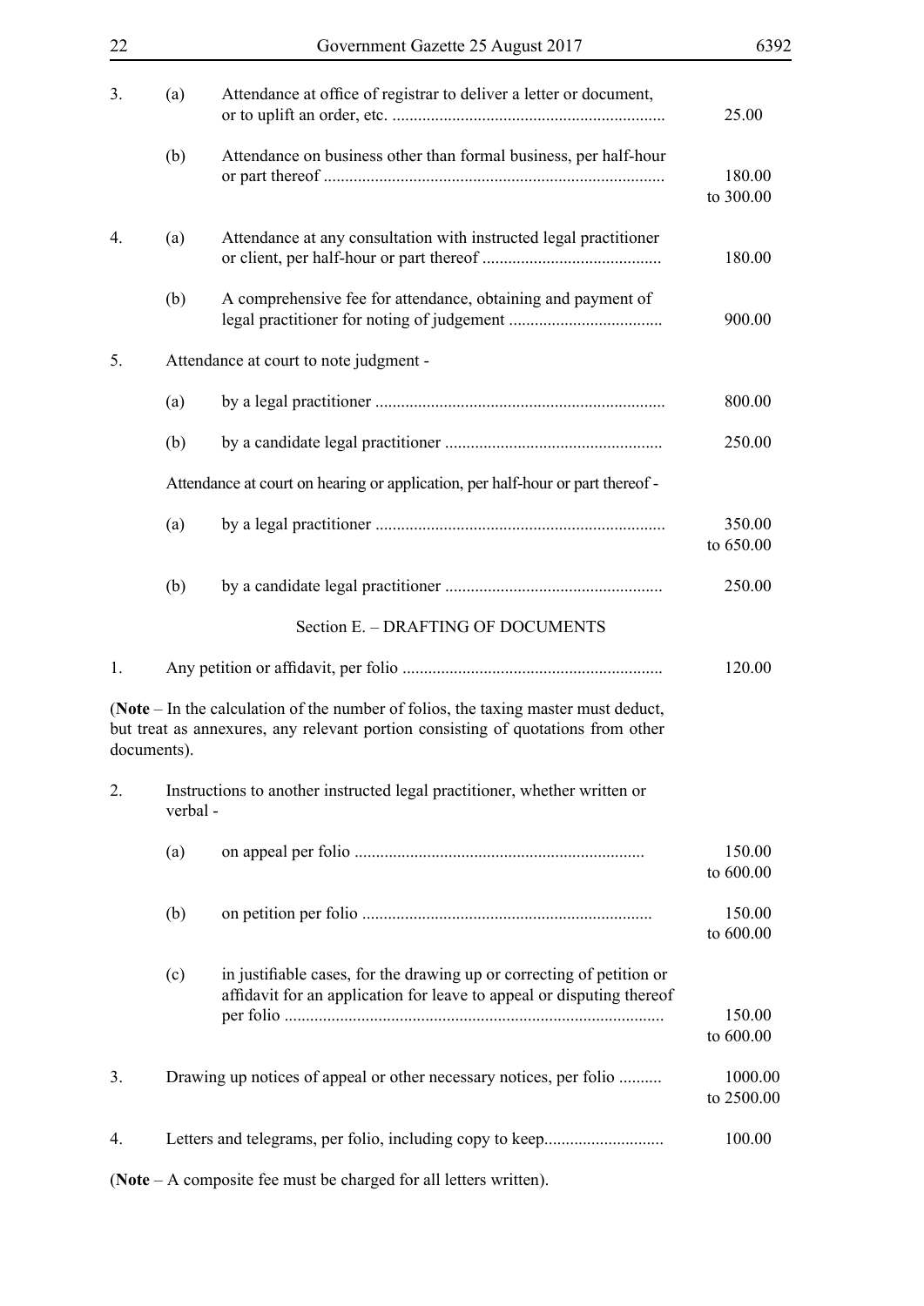| | | | |
|---|---|---|---|
| 3. | (a) | Attendance at office of registrar to deliver a letter or document, or to uplift an order, etc. ................................................................ | 25.00 |
| | (b) | Attendance on business other than formal business, per half-hour or part thereof ................................................................................ | 180.00 to 300.00 |
| 4. | (a) | Attendance at any consultation with instructed legal practitioner or client, per half-hour or part thereof .......................................... | 180.00 |
| | (b) | A comprehensive fee for attendance, obtaining and payment of legal practitioner for noting of judgement .................................... | 900.00 |
| 5. | | Attendance at court to note judgment - | |
| | (a) | by a legal practitioner .................................................................... | 800.00 |
| | (b) | by a candidate legal practitioner ................................................... | 250.00 |
| | | Attendance at court on hearing or application, per half-hour or part thereof - | |
| | (a) | by a legal practitioner .................................................................... | 350.00 to 650.00 |
| | (b) | by a candidate legal practitioner ................................................... | 250.00 |

## Section E. – DRAFTING OF DOCUMENTS

| | | | |
|---|---|---|---|
| 1. | | Any petition or affidavit, per folio ............................................................. | 120.00 |

(**Note** – In the calculation of the number of folios, the taxing master must deduct, but treat as annexures, any relevant portion consisting of quotations from other documents).

| | | | |
|---|---|---|---|
| 2. | | Instructions to another instructed legal practitioner, whether written or verbal - | |
| | (a) | on appeal per folio .................................................................... | 150.00 to 600.00 |
| | (b) | on petition per folio .................................................................... | 150.00 to 600.00 |
| | (c) | in justifiable cases, for the drawing up or correcting of petition or affidavit for an application for leave to appeal or disputing thereof per folio ......................................................................................... | 150.00 to 600.00 |
| 3. | | Drawing up notices of appeal or other necessary notices, per folio .......... | 1000.00 to 2500.00 |
| 4. | | Letters and telegrams, per folio, including copy to keep............................ | 100.00 |

(**Note** – A composite fee must be charged for all letters written).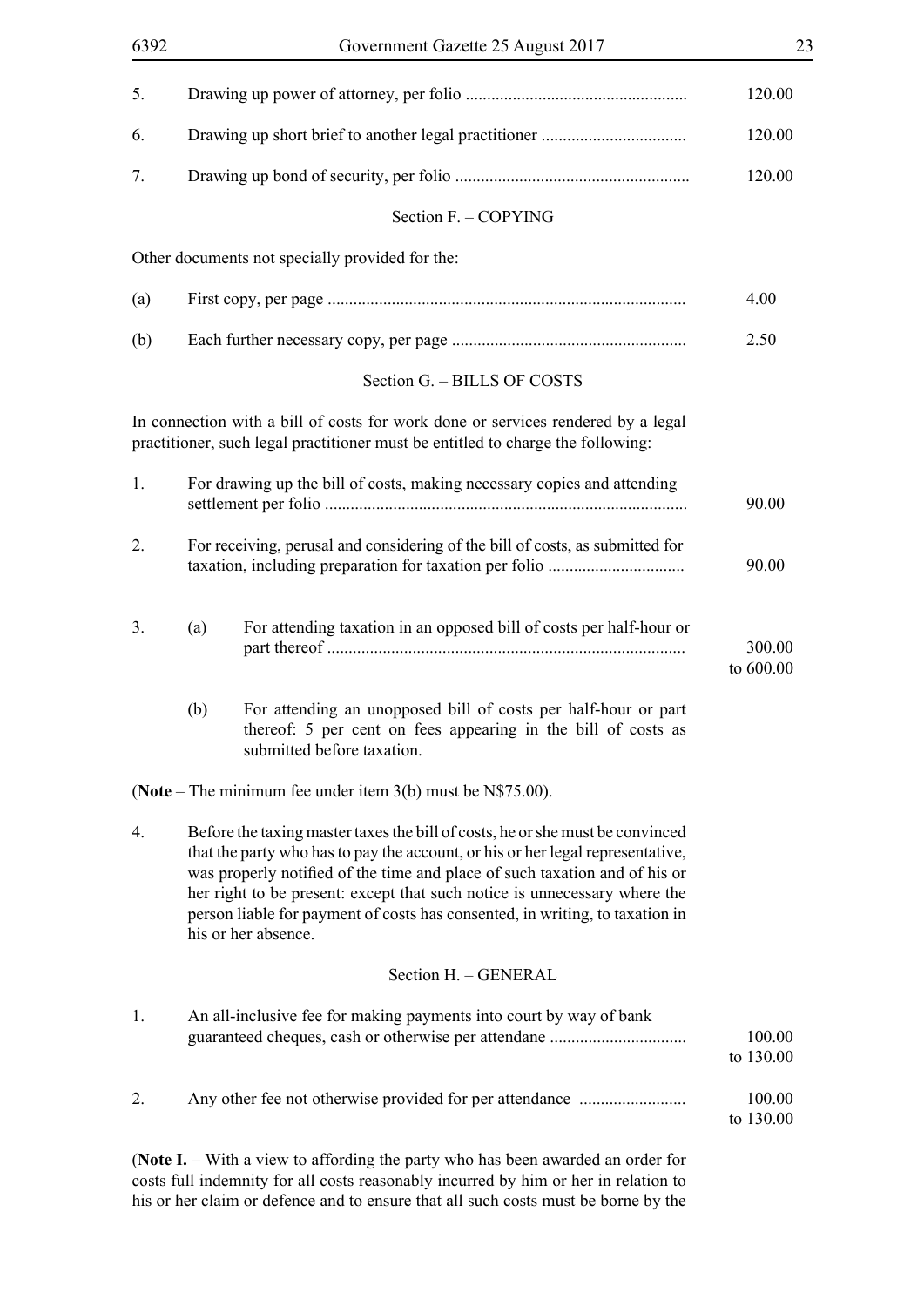| | | |
|---|---|---|
| 5. | Drawing up power of attorney, per folio .................................................... | 120.00 |
| 6. | Drawing up short brief to another legal practitioner .................................. | 120.00 |
| 7. | Drawing up bond of security, per folio ...................................................... | 120.00 |

## Section F. – COPYING

Other documents not specially provided for the:

| | | |
|---|---|---|
| (a) | First copy, per page .................................................................................. | 4.00 |
| (b) | Each further necessary copy, per page ...................................................... | 2.50 |

## Section G. – BILLS OF COSTS

In connection with a bill of costs for work done or services rendered by a legal practitioner, such legal practitioner must be entitled to charge the following:

| | | |
|---|---|---|
| 1. | For drawing up the bill of costs, making necessary copies and attending settlement per folio .................................................................................... | 90.00 |
| 2. | For receiving, perusal and considering of the bill of costs, as submitted for taxation, including preparation for taxation per folio ................................ | 90.00 |
| 3. | (a) For attending taxation in an opposed bill of costs per half-hour or part thereof .................................................................................. | 300.00 to 600.00 |
| | (b) For attending an unopposed bill of costs per half-hour or part thereof: 5 per cent on fees appearing in the bill of costs as submitted before taxation. | |

(**Note** – The minimum fee under item 3(b) must be N$75.00).

4. Before the taxing master taxes the bill of costs, he or she must be convinced that the party who has to pay the account, or his or her legal representative, was properly notified of the time and place of such taxation and of his or her right to be present: except that such notice is unnecessary where the person liable for payment of costs has consented, in writing, to taxation in his or her absence.

## Section H. – GENERAL

| | | |
|---|---|---|
| 1. | An all-inclusive fee for making payments into court by way of bank guaranteed cheques, cash or otherwise per attendane ................................ | 100.00 to 130.00 |
| 2. | Any other fee not otherwise provided for per attendance ......................... | 100.00 to 130.00 |

(**Note I.** – With a view to affording the party who has been awarded an order for costs full indemnity for all costs reasonably incurred by him or her in relation to his or her claim or defence and to ensure that all such costs must be borne by the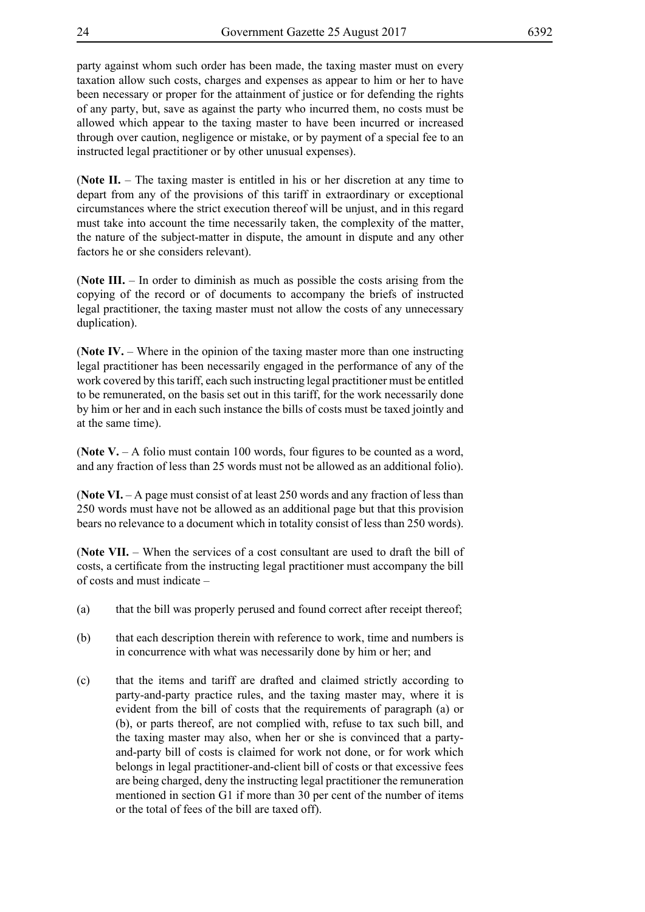party against whom such order has been made, the taxing master must on every taxation allow such costs, charges and expenses as appear to him or her to have been necessary or proper for the attainment of justice or for defending the rights of any party, but, save as against the party who incurred them, no costs must be allowed which appear to the taxing master to have been incurred or increased through over caution, negligence or mistake, or by payment of a special fee to an instructed legal practitioner or by other unusual expenses).

(**Note II.** – The taxing master is entitled in his or her discretion at any time to depart from any of the provisions of this tariff in extraordinary or exceptional circumstances where the strict execution thereof will be unjust, and in this regard must take into account the time necessarily taken, the complexity of the matter, the nature of the subject-matter in dispute, the amount in dispute and any other factors he or she considers relevant).

(**Note III.** – In order to diminish as much as possible the costs arising from the copying of the record or of documents to accompany the briefs of instructed legal practitioner, the taxing master must not allow the costs of any unnecessary duplication).

(**Note IV.** – Where in the opinion of the taxing master more than one instructing legal practitioner has been necessarily engaged in the performance of any of the work covered by this tariff, each such instructing legal practitioner must be entitled to be remunerated, on the basis set out in this tariff, for the work necessarily done by him or her and in each such instance the bills of costs must be taxed jointly and at the same time).

(**Note V.** – A folio must contain 100 words, four figures to be counted as a word, and any fraction of less than 25 words must not be allowed as an additional folio).

(**Note VI.** – A page must consist of at least 250 words and any fraction of less than 250 words must have not be allowed as an additional page but that this provision bears no relevance to a document which in totality consist of less than 250 words).

(**Note VII.** – When the services of a cost consultant are used to draft the bill of costs, a certificate from the instructing legal practitioner must accompany the bill of costs and must indicate –

(a) that the bill was properly perused and found correct after receipt thereof;

(b) that each description therein with reference to work, time and numbers is in concurrence with what was necessarily done by him or her; and

(c) that the items and tariff are drafted and claimed strictly according to party-and-party practice rules, and the taxing master may, where it is evident from the bill of costs that the requirements of paragraph (a) or (b), or parts thereof, are not complied with, refuse to tax such bill, and the taxing master may also, when her or she is convinced that a party-and-party bill of costs is claimed for work not done, or for work which belongs in legal practitioner-and-client bill of costs or that excessive fees are being charged, deny the instructing legal practitioner the remuneration mentioned in section G1 if more than 30 per cent of the number of items or the total of fees of the bill are taxed off).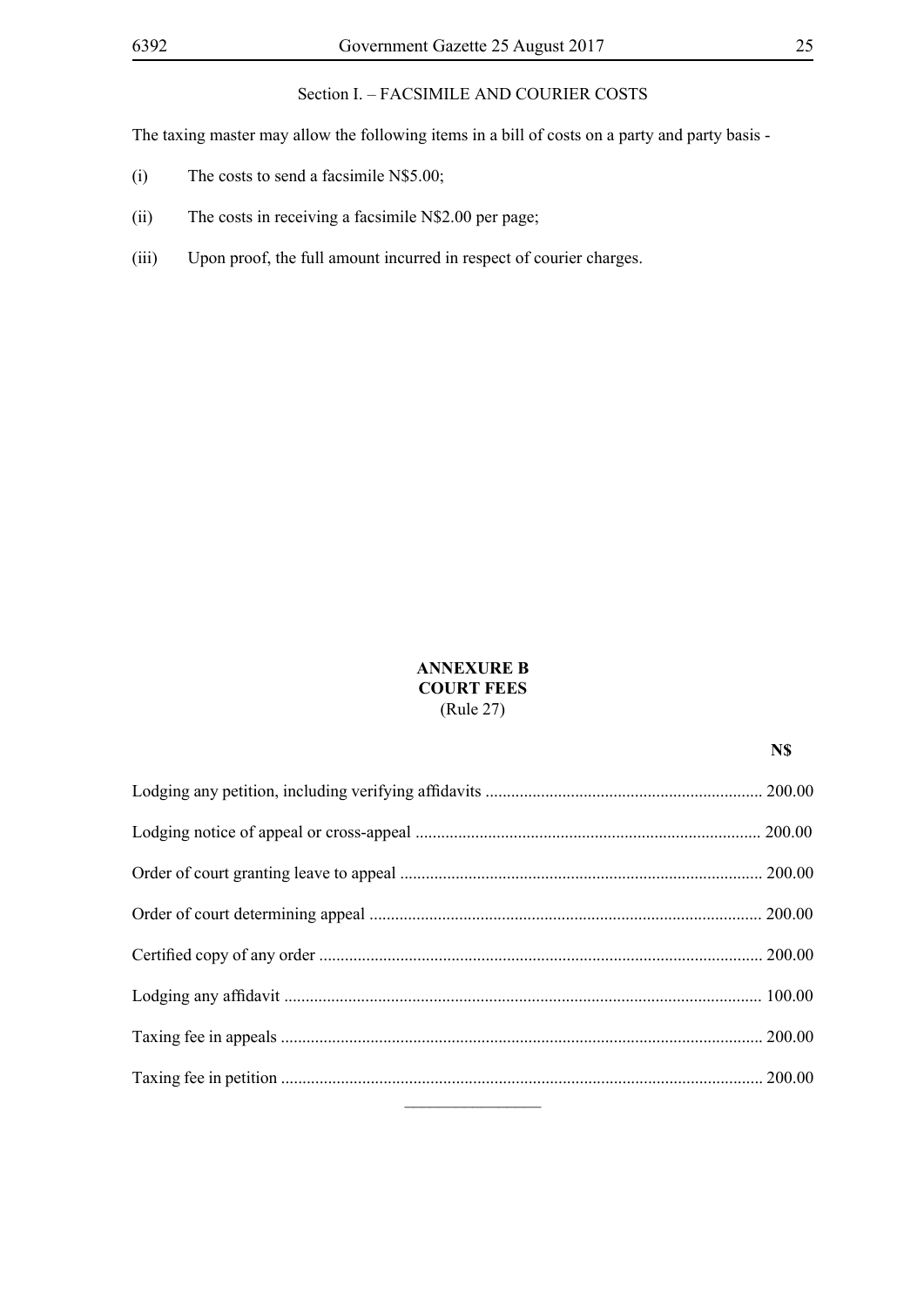Section I. – FACSIMILE AND COURIER COSTS

The taxing master may allow the following items in a bill of costs on a party and party basis -

(i) The costs to send a facsimile N$5.00;

(ii) The costs in receiving a facsimile N$2.00 per page;

(iii) Upon proof, the full amount incurred in respect of courier charges.

**ANNEXURE B**
**COURT FEES**
(Rule 27)

| | N$ |
|---|---|
| Lodging any petition, including verifying affidavits | 200.00 |
| Lodging notice of appeal or cross-appeal | 200.00 |
| Order of court granting leave to appeal | 200.00 |
| Order of court determining appeal | 200.00 |
| Certified copy of any order | 200.00 |
| Lodging any affidavit | 100.00 |
| Taxing fee in appeals | 200.00 |
| Taxing fee in petition | 200.00 |

________________